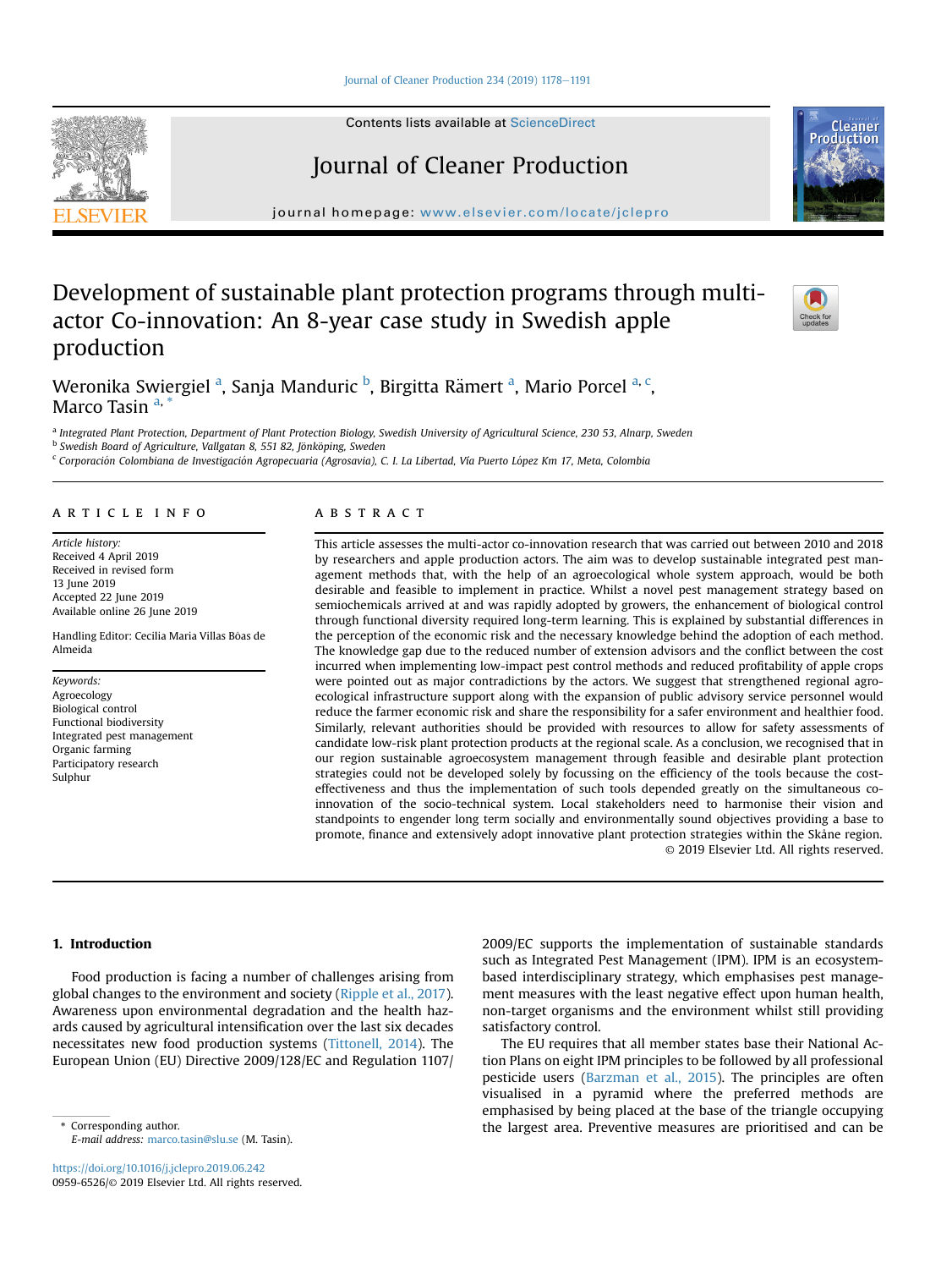# Development of sustainable plant protection programs through multi-actor Co-innovation: An 8-year case study in Swedish apple production

Weronika Swiergiel [a], Sanja Manduric [b], Birgitta Rämert [a], Mario Porcel [a, c], Marco Tasin [a, *]

[a] Integrated Plant Protection, Department of Plant Protection Biology, Swedish University of Agricultural Science, 230 53, Alnarp, Sweden
[b] Swedish Board of Agriculture, Vallgatan 8, 551 82, Jönköping, Sweden
[c] Corporación Colombiana de Investigación Agropecuaria (Agrosavia), C. I. La Libertad, Vía Puerto López Km 17, Meta, Colombia

## ARTICLE INFO

*Article history:*
Received 4 April 2019
Received in revised form 13 June 2019
Accepted 22 June 2019
Available online 26 June 2019

Handling Editor: Cecilia Maria Villas Bôas de Almeida

*Keywords:*
Agroecology
Biological control
Functional biodiversity
Integrated pest management
Organic farming
Participatory research
Sulphur

## ABSTRACT

This article assesses the multi-actor co-innovation research that was carried out between 2010 and 2018 by researchers and apple production actors. The aim was to develop sustainable integrated pest management methods that, with the help of an agroecological whole system approach, would be both desirable and feasible to implement in practice. Whilst a novel pest management strategy based on semiochemicals arrived at and was rapidly adopted by growers, the enhancement of biological control through functional diversity required long-term learning. This is explained by substantial differences in the perception of the economic risk and the necessary knowledge behind the adoption of each method. The knowledge gap due to the reduced number of extension advisors and the conflict between the cost incurred when implementing low-impact pest control methods and reduced profitability of apple crops were pointed out as major contradictions by the actors. We suggest that strengthened regional agroecological infrastructure support along with the expansion of public advisory service personnel would reduce the farmer economic risk and share the responsibility for a safer environment and healthier food. Similarly, relevant authorities should be provided with resources to allow for safety assessments of candidate low-risk plant protection products at the regional scale. As a conclusion, we recognised that in our region sustainable agroecosystem management through feasible and desirable plant protection strategies could not be developed solely by focussing on the efficiency of the tools because the cost-effectiveness and thus the implementation of such tools depended greatly on the simultaneous co-innovation of the socio-technical system. Local stakeholders need to harmonise their vision and standpoints to engender long term socially and environmentally sound objectives providing a base to promote, finance and extensively adopt innovative plant protection strategies within the Skåne region.

© 2019 Elsevier Ltd. All rights reserved.

## 1. Introduction

Food production is facing a number of challenges arising from global changes to the environment and society (Ripple et al., 2017). Awareness upon environmental degradation and the health hazards caused by agricultural intensification over the last six decades necessitates new food production systems (Tittonell, 2014). The European Union (EU) Directive 2009/128/EC and Regulation 1107/2009/EC supports the implementation of sustainable standards such as Integrated Pest Management (IPM). IPM is an ecosystem-based interdisciplinary strategy, which emphasises pest management measures with the least negative effect upon human health, non-target organisms and the environment whilst still providing satisfactory control.

The EU requires that all member states base their National Action Plans on eight IPM principles to be followed by all professional pesticide users (Barzman et al., 2015). The principles are often visualised in a pyramid where the preferred methods are emphasised by being placed at the base of the triangle occupying the largest area. Preventive measures are prioritised and can be

\* Corresponding author.
*E-mail address:* marco.tasin@slu.se (M. Tasin).

https://doi.org/10.1016/j.jclepro.2019.06.242
0959-6526/© 2019 Elsevier Ltd. All rights reserved.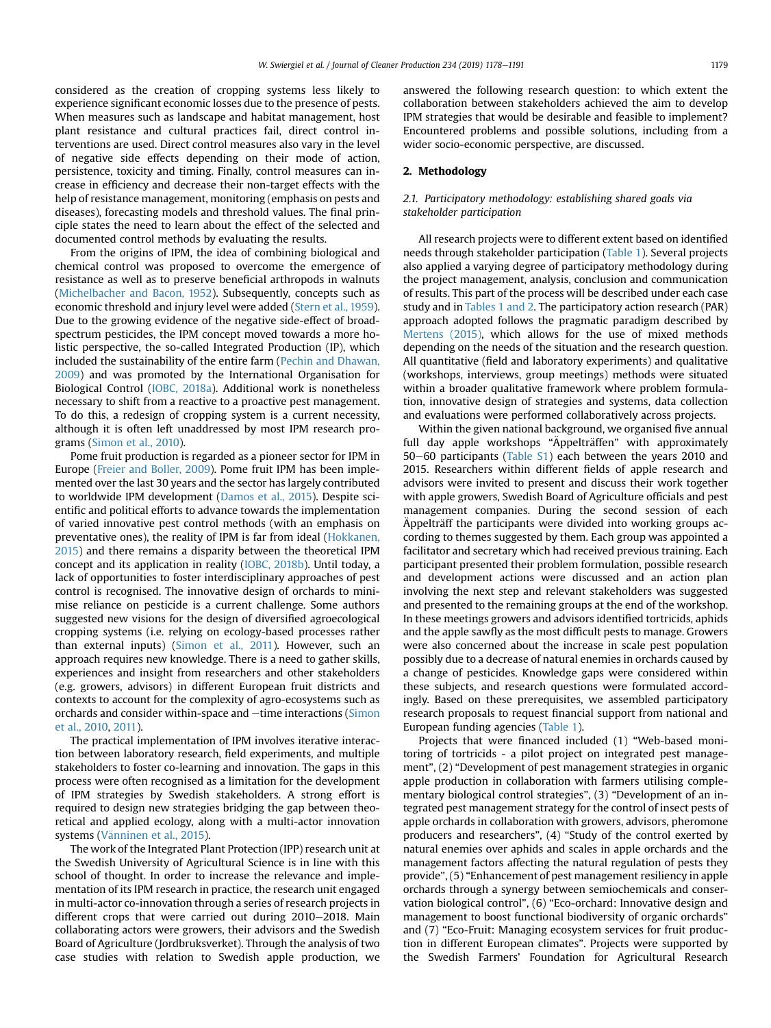considered as the creation of cropping systems less likely to experience significant economic losses due to the presence of pests. When measures such as landscape and habitat management, host plant resistance and cultural practices fail, direct control interventions are used. Direct control measures also vary in the level of negative side effects depending on their mode of action, persistence, toxicity and timing. Finally, control measures can increase in efficiency and decrease their non-target effects with the help of resistance management, monitoring (emphasis on pests and diseases), forecasting models and threshold values. The final principle states the need to learn about the effect of the selected and documented control methods by evaluating the results.

From the origins of IPM, the idea of combining biological and chemical control was proposed to overcome the emergence of resistance as well as to preserve beneficial arthropods in walnuts (Michelbacher and Bacon, 1952). Subsequently, concepts such as economic threshold and injury level were added (Stern et al., 1959). Due to the growing evidence of the negative side-effect of broad-spectrum pesticides, the IPM concept moved towards a more holistic perspective, the so-called Integrated Production (IP), which included the sustainability of the entire farm (Pechin and Dhawan, 2009) and was promoted by the International Organisation for Biological Control (IOBC, 2018a). Additional work is nonetheless necessary to shift from a reactive to a proactive pest management. To do this, a redesign of cropping system is a current necessity, although it is often left unaddressed by most IPM research programs (Simon et al., 2010).

Pome fruit production is regarded as a pioneer sector for IPM in Europe (Freier and Boller, 2009). Pome fruit IPM has been implemented over the last 30 years and the sector has largely contributed to worldwide IPM development (Damos et al., 2015). Despite scientific and political efforts to advance towards the implementation of varied innovative pest control methods (with an emphasis on preventative ones), the reality of IPM is far from ideal (Hokkanen, 2015) and there remains a disparity between the theoretical IPM concept and its application in reality (IOBC, 2018b). Until today, a lack of opportunities to foster interdisciplinary approaches of pest control is recognised. The innovative design of orchards to minimise reliance on pesticide is a current challenge. Some authors suggested new visions for the design of diversified agroecological cropping systems (i.e. relying on ecology-based processes rather than external inputs) (Simon et al., 2011). However, such an approach requires new knowledge. There is a need to gather skills, experiences and insight from researchers and other stakeholders (e.g. growers, advisors) in different European fruit districts and contexts to account for the complexity of agro-ecosystems such as orchards and consider within-space and −time interactions (Simon et al., 2010, 2011).

The practical implementation of IPM involves iterative interaction between laboratory research, field experiments, and multiple stakeholders to foster co-learning and innovation. The gaps in this process were often recognised as a limitation for the development of IPM strategies by Swedish stakeholders. A strong effort is required to design new strategies bridging the gap between theoretical and applied ecology, along with a multi-actor innovation systems (Vänninen et al., 2015).

The work of the Integrated Plant Protection (IPP) research unit at the Swedish University of Agricultural Science is in line with this school of thought. In order to increase the relevance and implementation of its IPM research in practice, the research unit engaged in multi-actor co-innovation through a series of research projects in different crops that were carried out during 2010–2018. Main collaborating actors were growers, their advisors and the Swedish Board of Agriculture (Jordbruksverket). Through the analysis of two case studies with relation to Swedish apple production, we answered the following research question: to which extent the collaboration between stakeholders achieved the aim to develop IPM strategies that would be desirable and feasible to implement? Encountered problems and possible solutions, including from a wider socio-economic perspective, are discussed.

## 2. Methodology

### 2.1. Participatory methodology: establishing shared goals via stakeholder participation

All research projects were to different extent based on identified needs through stakeholder participation (Table 1). Several projects also applied a varying degree of participatory methodology during the project management, analysis, conclusion and communication of results. This part of the process will be described under each case study and in Tables 1 and 2. The participatory action research (PAR) approach adopted follows the pragmatic paradigm described by Mertens (2015), which allows for the use of mixed methods depending on the needs of the situation and the research question. All quantitative (field and laboratory experiments) and qualitative (workshops, interviews, group meetings) methods were situated within a broader qualitative framework where problem formulation, innovative design of strategies and systems, data collection and evaluations were performed collaboratively across projects.

Within the given national background, we organised five annual full day apple workshops "Äppelträffen" with approximately 50–60 participants (Table S1) each between the years 2010 and 2015. Researchers within different fields of apple research and advisors were invited to present and discuss their work together with apple growers, Swedish Board of Agriculture officials and pest management companies. During the second session of each Äppelträff the participants were divided into working groups according to themes suggested by them. Each group was appointed a facilitator and secretary which had received previous training. Each participant presented their problem formulation, possible research and development actions were discussed and an action plan involving the next step and relevant stakeholders was suggested and presented to the remaining groups at the end of the workshop. In these meetings growers and advisors identified tortricids, aphids and the apple sawfly as the most difficult pests to manage. Growers were also concerned about the increase in scale pest population possibly due to a decrease of natural enemies in orchards caused by a change of pesticides. Knowledge gaps were considered within these subjects, and research questions were formulated accordingly. Based on these prerequisites, we assembled participatory research proposals to request financial support from national and European funding agencies (Table 1).

Projects that were financed included (1) "Web-based monitoring of tortricids - a pilot project on integrated pest management", (2) "Development of pest management strategies in organic apple production in collaboration with farmers utilising complementary biological control strategies", (3) "Development of an integrated pest management strategy for the control of insect pests of apple orchards in collaboration with growers, advisors, pheromone producers and researchers", (4) "Study of the control exerted by natural enemies over aphids and scales in apple orchards and the management factors affecting the natural regulation of pests they provide", (5) "Enhancement of pest management resiliency in apple orchards through a synergy between semiochemicals and conservation biological control", (6) "Eco-orchard: Innovative design and management to boost functional biodiversity of organic orchards" and (7) "Eco-Fruit: Managing ecosystem services for fruit production in different European climates". Projects were supported by the Swedish Farmers' Foundation for Agricultural Research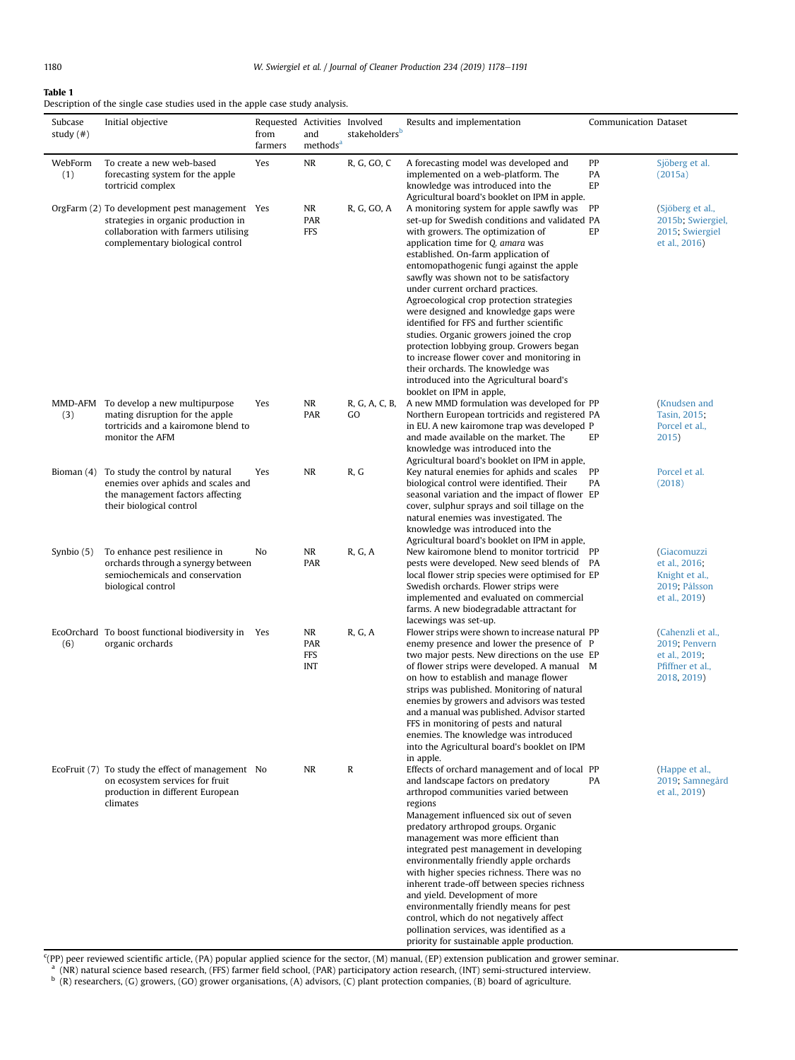**Table 1**
Description of the single case studies used in the apple case study analysis.

| Subcase study (#) | Initial objective | Requested from farmers | Activities and methods[a] | Involved stakeholders[b] | Results and implementation | Communication | Dataset |
|---|---|---|---|---|---|---|---|
| WebForm (1) | To create a new web-based forecasting system for the apple tortricid complex | Yes | NR | R, G, GO, C | A forecasting model was developed and implemented on a web-platform. The knowledge was introduced into the Agricultural board's booklet on IPM in apple. | PP PA EP | Sjöberg et al. (2015a) |
| OrgFarm (2) | To development pest management strategies in organic production in collaboration with farmers utilising complementary biological control | Yes | NR PAR FFS | R, G, GO, A | A monitoring system for apple sawfly was set-up for Swedish conditions and validated with growers. The optimization of application time for *Q. amara* was established. On-farm application of entomopathogenic fungi against the apple sawfly was shown not to be satisfactory under current orchard practices. Agroecological crop protection strategies were designed and knowledge gaps were identified for FFS and further scientific studies. Organic growers joined the crop protection lobbying group. Growers began to increase flower cover and monitoring in their orchards. The knowledge was introduced into the Agricultural board's booklet on IPM in apple, | PP PA EP | (Sjöberg et al., 2015b; Swiergiel, 2015; Swiergiel et al., 2016) |
| MMD-AFM (3) | To develop a new multipurpose mating disruption for the apple tortricids and a kairomone blend to monitor the AFM | Yes | NR PAR | R, G, A, C, B, GO | A new MMD formulation was developed for Northern European tortricids and registered in EU. A new kairomone trap was developed and made available on the market. The knowledge was introduced into the Agricultural board's booklet on IPM in apple, | PP PA P EP | (Knudsen and Tasin, 2015; Porcel et al., 2015) |
| Bioman (4) | To study the control by natural enemies over aphids and scales and the management factors affecting their biological control | Yes | NR | R, G | Key natural enemies for aphids and scales biological control were identified. Their seasonal variation and the impact of flower cover, sulphur sprays and soil tillage on the natural enemies was investigated. The knowledge was introduced into the Agricultural board's booklet on IPM in apple, | PP PA EP | Porcel et al. (2018) |
| Synbio (5) | To enhance pest resilience in orchards through a synergy between semiochemicals and conservation biological control | No | NR PAR | R, G, A | New kairomone blend to monitor tortricid pests were developed. New seed blends of local flower strip species were optimised for Swedish orchards. Flower strips were implemented and evaluated on commercial farms. A new biodegradable attractant for lacewings was set-up. | PP PA EP | (Giacomuzzi et al., 2016; Knight et al., 2019; Pålsson et al., 2019) |
| EcoOrchard (6) | To boost functional biodiversity in organic orchards | Yes | NR PAR FFS INT | R, G, A | Flower strips were shown to increase natural enemy presence and lower the presence of two major pests. New directions on the use of flower strips were developed. A manual on how to establish and manage flower strips was published. Monitoring of natural enemies by growers and advisors was tested and a manual was published. Advisor started FFS in monitoring of pests and natural enemies. The knowledge was introduced into the Agricultural board's booklet on IPM in apple. | PP P EP M | (Cahenzli et al., 2019; Penvern et al., 2019; Pfiffner et al., 2018, 2019) |
| EcoFruit (7) | To study the effect of management on ecosystem services for fruit production in different European climates | No | NR | R | Effects of orchard management and of local and landscape factors on predatory arthropod communities varied between regions<br>Management influenced six out of seven predatory arthropod groups. Organic management was more efficient than integrated pest management in developing environmentally friendly apple orchards with higher species richness. There was no inherent trade-off between species richness and yield. Development of more environmentally friendly means for pest control, which do not negatively affect pollination services, was identified as a priority for sustainable apple production. | PP PA | (Happe et al., 2019; Samnegård et al., 2019) |

[c](PP) peer reviewed scientific article, (PA) popular applied science for the sector, (M) manual, (EP) extension publication and grower seminar.
[a] (NR) natural science based research, (FFS) farmer field school, (PAR) participatory action research, (INT) semi-structured interview.
[b] (R) researchers, (G) growers, (GO) grower organisations, (A) advisors, (C) plant protection companies, (B) board of agriculture.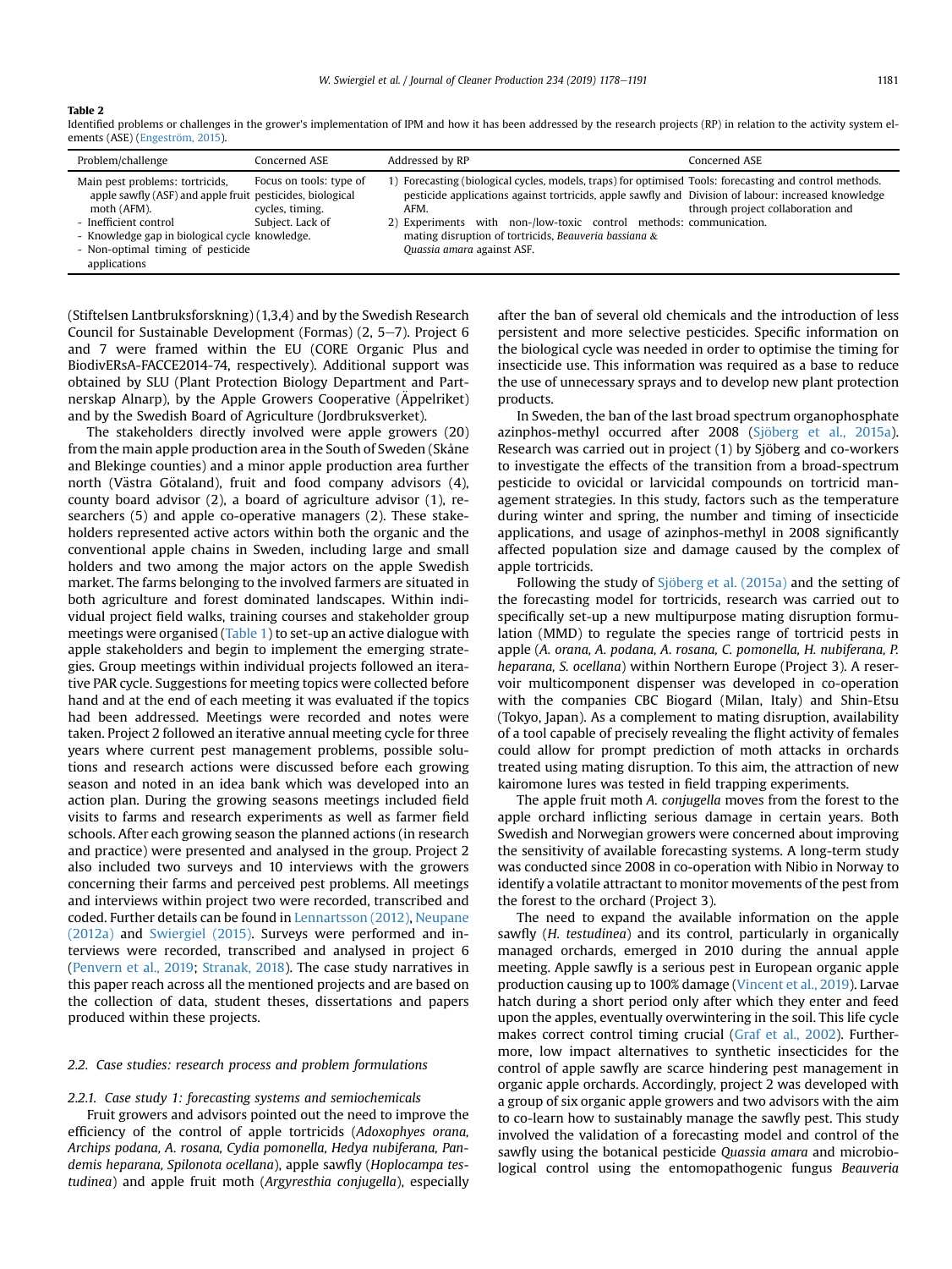**Table 2**
Identified problems or challenges in the grower's implementation of IPM and how it has been addressed by the research projects (RP) in relation to the activity system elements (ASE) (Engeström, 2015).

| Problem/challenge | Concerned ASE | Addressed by RP | Concerned ASE |
|---|---|---|---|
| Main pest problems: tortricids, apple sawfly (ASF) and apple fruit moth (AFM).<br>- Inefficient control<br>- Knowledge gap in biological cycle<br>- Non-optimal timing of pesticide applications | Focus on tools: type of pesticides, biological cycles, timing.<br>Subject. Lack of knowledge. | 1) Forecasting (biological cycles, models, traps) for optimised pesticide applications against tortricids, apple sawfly and AFM.<br>2) Experiments with non-/low-toxic control methods: mating disruption of tortricids, *Beauveria bassiana* & *Quassia amara* against ASF. | Tools: forecasting and control methods.<br>Division of labour: increased knowledge through project collaboration and communication. |

(Stiftelsen Lantbruksforskning) (1,3,4) and by the Swedish Research Council for Sustainable Development (Formas) (2, 5–7). Project 6 and 7 were framed within the EU (CORE Organic Plus and BiodivERsA-FACCE2014-74, respectively). Additional support was obtained by SLU (Plant Protection Biology Department and Partnerskap Alnarp), by the Apple Growers Cooperative (Äppelriket) and by the Swedish Board of Agriculture (Jordbruksverket).

The stakeholders directly involved were apple growers (20) from the main apple production area in the South of Sweden (Skåne and Blekinge counties) and a minor apple production area further north (Västra Götaland), fruit and food company advisors (4), county board advisor (2), a board of agriculture advisor (1), researchers (5) and apple co-operative managers (2). These stakeholders represented active actors within both the organic and the conventional apple chains in Sweden, including large and small holders and two among the major actors on the apple Swedish market. The farms belonging to the involved farmers are situated in both agriculture and forest dominated landscapes. Within individual project field walks, training courses and stakeholder group meetings were organised (Table 1) to set-up an active dialogue with apple stakeholders and begin to implement the emerging strategies. Group meetings within individual projects followed an iterative PAR cycle. Suggestions for meeting topics were collected before hand and at the end of each meeting it was evaluated if the topics had been addressed. Meetings were recorded and notes were taken. Project 2 followed an iterative annual meeting cycle for three years where current pest management problems, possible solutions and research actions were discussed before each growing season and noted in an idea bank which was developed into an action plan. During the growing seasons meetings included field visits to farms and research experiments as well as farmer field schools. After each growing season the planned actions (in research and practice) were presented and analysed in the group. Project 2 also included two surveys and 10 interviews with the growers concerning their farms and perceived pest problems. All meetings and interviews within project two were recorded, transcribed and coded. Further details can be found in Lennartsson (2012), Neupane (2012a) and Swiergiel (2015). Surveys were performed and interviews were recorded, transcribed and analysed in project 6 (Penvern et al., 2019; Stranak, 2018). The case study narratives in this paper reach across all the mentioned projects and are based on the collection of data, student theses, dissertations and papers produced within these projects.

### 2.2. Case studies: research process and problem formulations

#### 2.2.1. Case study 1: forecasting systems and semiochemicals

Fruit growers and advisors pointed out the need to improve the efficiency of the control of apple tortricids (*Adoxophyes orana, Archips podana, A. rosana, Cydia pomonella, Hedya nubiferana, Pandemis heparana, Spilonota ocellana*), apple sawfly (*Hoplocampa testudinea*) and apple fruit moth (*Argyresthia conjugella*), especially after the ban of several old chemicals and the introduction of less persistent and more selective pesticides. Specific information on the biological cycle was needed in order to optimise the timing for insecticide use. This information was required as a base to reduce the use of unnecessary sprays and to develop new plant protection products.

In Sweden, the ban of the last broad spectrum organophosphate azinphos-methyl occurred after 2008 (Sjöberg et al., 2015a). Research was carried out in project (1) by Sjöberg and co-workers to investigate the effects of the transition from a broad-spectrum pesticide to ovicidal or larvicidal compounds on tortricid management strategies. In this study, factors such as the temperature during winter and spring, the number and timing of insecticide applications, and usage of azinphos-methyl in 2008 significantly affected population size and damage caused by the complex of apple tortricids.

Following the study of Sjöberg et al. (2015a) and the setting of the forecasting model for tortricids, research was carried out to specifically set-up a new multipurpose mating disruption formulation (MMD) to regulate the species range of tortricid pests in apple (*A. orana, A. podana, A. rosana, C. pomonella, H. nubiferana, P. heparana, S. ocellana*) within Northern Europe (Project 3). A reservoir multicomponent dispenser was developed in co-operation with the companies CBC Biogard (Milan, Italy) and Shin-Etsu (Tokyo, Japan). As a complement to mating disruption, availability of a tool capable of precisely revealing the flight activity of females could allow for prompt prediction of moth attacks in orchards treated using mating disruption. To this aim, the attraction of new kairomone lures was tested in field trapping experiments.

The apple fruit moth *A. conjugella* moves from the forest to the apple orchard inflicting serious damage in certain years. Both Swedish and Norwegian growers were concerned about improving the sensitivity of available forecasting systems. A long-term study was conducted since 2008 in co-operation with Nibio in Norway to identify a volatile attractant to monitor movements of the pest from the forest to the orchard (Project 3).

The need to expand the available information on the apple sawfly (*H. testudinea*) and its control, particularly in organically managed orchards, emerged in 2010 during the annual apple meeting. Apple sawfly is a serious pest in European organic apple production causing up to 100% damage (Vincent et al., 2019). Larvae hatch during a short period only after which they enter and feed upon the apples, eventually overwintering in the soil. This life cycle makes correct control timing crucial (Graf et al., 2002). Furthermore, low impact alternatives to synthetic insecticides for the control of apple sawfly are scarce hindering pest management in organic apple orchards. Accordingly, project 2 was developed with a group of six organic apple growers and two advisors with the aim to co-learn how to sustainably manage the sawfly pest. This study involved the validation of a forecasting model and control of the sawfly using the botanical pesticide *Quassia amara* and microbiological control using the entomopathogenic fungus *Beauveria*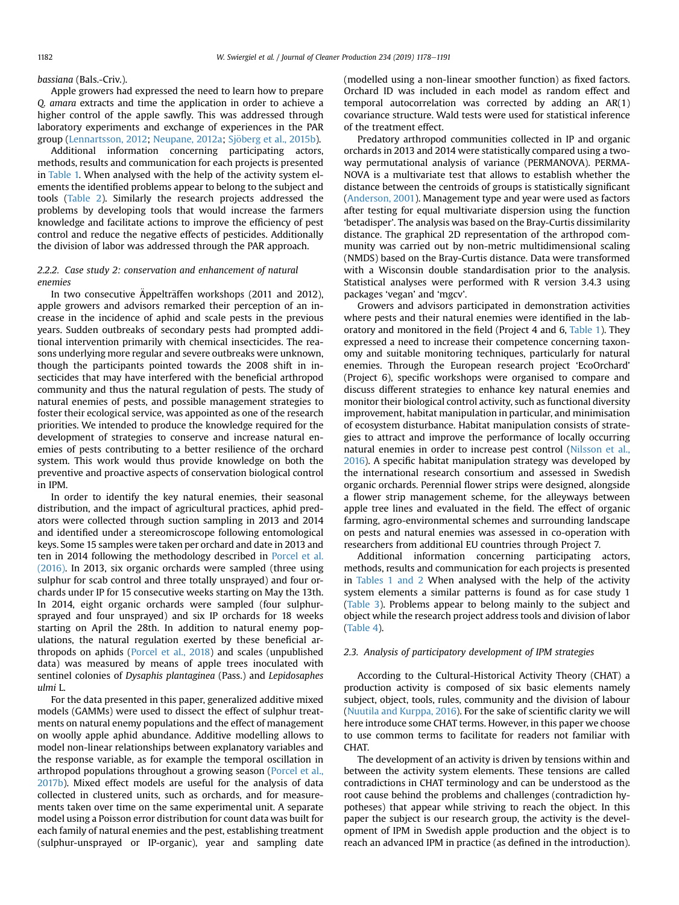*bassiana* (Bals.-Criv.).

Apple growers had expressed the need to learn how to prepare *Q. amara* extracts and time the application in order to achieve a higher control of the apple sawfly. This was addressed through laboratory experiments and exchange of experiences in the PAR group (Lennartsson, 2012; Neupane, 2012a; Sjöberg et al., 2015b).

Additional information concerning participating actors, methods, results and communication for each projects is presented in Table 1. When analysed with the help of the activity system elements the identified problems appear to belong to the subject and tools (Table 2). Similarly the research projects addressed the problems by developing tools that would increase the farmers knowledge and facilitate actions to improve the efficiency of pest control and reduce the negative effects of pesticides. Additionally the division of labor was addressed through the PAR approach.

#### 2.2.2. Case study 2: conservation and enhancement of natural enemies

In two consecutive Äppelträffen workshops (2011 and 2012), apple growers and advisors remarked their perception of an increase in the incidence of aphid and scale pests in the previous years. Sudden outbreaks of secondary pests had prompted additional intervention primarily with chemical insecticides. The reasons underlying more regular and severe outbreaks were unknown, though the participants pointed towards the 2008 shift in insecticides that may have interfered with the beneficial arthropod community and thus the natural regulation of pests. The study of natural enemies of pests, and possible management strategies to foster their ecological service, was appointed as one of the research priorities. We intended to produce the knowledge required for the development of strategies to conserve and increase natural enemies of pests contributing to a better resilience of the orchard system. This work would thus provide knowledge on both the preventive and proactive aspects of conservation biological control in IPM.

In order to identify the key natural enemies, their seasonal distribution, and the impact of agricultural practices, aphid predators were collected through suction sampling in 2013 and 2014 and identified under a stereomicroscope following entomological keys. Some 15 samples were taken per orchard and date in 2013 and ten in 2014 following the methodology described in Porcel et al. (2016). In 2013, six organic orchards were sampled (three using sulphur for scab control and three totally unsprayed) and four orchards under IP for 15 consecutive weeks starting on May the 13th. In 2014, eight organic orchards were sampled (four sulphur-sprayed and four unsprayed) and six IP orchards for 18 weeks starting on April the 28th. In addition to natural enemy populations, the natural regulation exerted by these beneficial arthropods on aphids (Porcel et al., 2018) and scales (unpublished data) was measured by means of apple trees inoculated with sentinel colonies of *Dysaphis plantaginea* (Pass.) and *Lepidosaphes ulmi* L.

For the data presented in this paper, generalized additive mixed models (GAMMs) were used to dissect the effect of sulphur treatments on natural enemy populations and the effect of management on woolly apple aphid abundance. Additive modelling allows to model non-linear relationships between explanatory variables and the response variable, as for example the temporal oscillation in arthropod populations throughout a growing season (Porcel et al., 2017b). Mixed effect models are useful for the analysis of data collected in clustered units, such as orchards, and for measurements taken over time on the same experimental unit. A separate model using a Poisson error distribution for count data was built for each family of natural enemies and the pest, establishing treatment (sulphur-unsprayed or IP-organic), year and sampling date (modelled using a non-linear smoother function) as fixed factors. Orchard ID was included in each model as random effect and temporal autocorrelation was corrected by adding an AR(1) covariance structure. Wald tests were used for statistical inference of the treatment effect.

Predatory arthropod communities collected in IP and organic orchards in 2013 and 2014 were statistically compared using a two-way permutational analysis of variance (PERMANOVA). PERMANOVA is a multivariate test that allows to establish whether the distance between the centroids of groups is statistically significant (Anderson, 2001). Management type and year were used as factors after testing for equal multivariate dispersion using the function 'betadisper'. The analysis was based on the Bray-Curtis dissimilarity distance. The graphical 2D representation of the arthropod community was carried out by non-metric multidimensional scaling (NMDS) based on the Bray-Curtis distance. Data were transformed with a Wisconsin double standardisation prior to the analysis. Statistical analyses were performed with R version 3.4.3 using packages 'vegan' and 'mgcv'.

Growers and advisors participated in demonstration activities where pests and their natural enemies were identified in the laboratory and monitored in the field (Project 4 and 6, Table 1). They expressed a need to increase their competence concerning taxonomy and suitable monitoring techniques, particularly for natural enemies. Through the European research project 'EcoOrchard' (Project 6), specific workshops were organised to compare and discuss different strategies to enhance key natural enemies and monitor their biological control activity, such as functional diversity improvement, habitat manipulation in particular, and minimisation of ecosystem disturbance. Habitat manipulation consists of strategies to attract and improve the performance of locally occurring natural enemies in order to increase pest control (Nilsson et al., 2016). A specific habitat manipulation strategy was developed by the international research consortium and assessed in Swedish organic orchards. Perennial flower strips were designed, alongside a flower strip management scheme, for the alleyways between apple tree lines and evaluated in the field. The effect of organic farming, agro-environmental schemes and surrounding landscape on pests and natural enemies was assessed in co-operation with researchers from additional EU countries through Project 7.

Additional information concerning participating actors, methods, results and communication for each projects is presented in Tables 1 and 2 When analysed with the help of the activity system elements a similar patterns is found as for case study 1 (Table 3). Problems appear to belong mainly to the subject and object while the research project address tools and division of labor (Table 4).

### 2.3. Analysis of participatory development of IPM strategies

According to the Cultural-Historical Activity Theory (CHAT) a production activity is composed of six basic elements namely subject, object, tools, rules, community and the division of labour (Nuutila and Kurppa, 2016). For the sake of scientific clarity we will here introduce some CHAT terms. However, in this paper we choose to use common terms to facilitate for readers not familiar with CHAT.

The development of an activity is driven by tensions within and between the activity system elements. These tensions are called contradictions in CHAT terminology and can be understood as the root cause behind the problems and challenges (contradiction hypotheses) that appear while striving to reach the object. In this paper the subject is our research group, the activity is the development of IPM in Swedish apple production and the object is to reach an advanced IPM in practice (as defined in the introduction).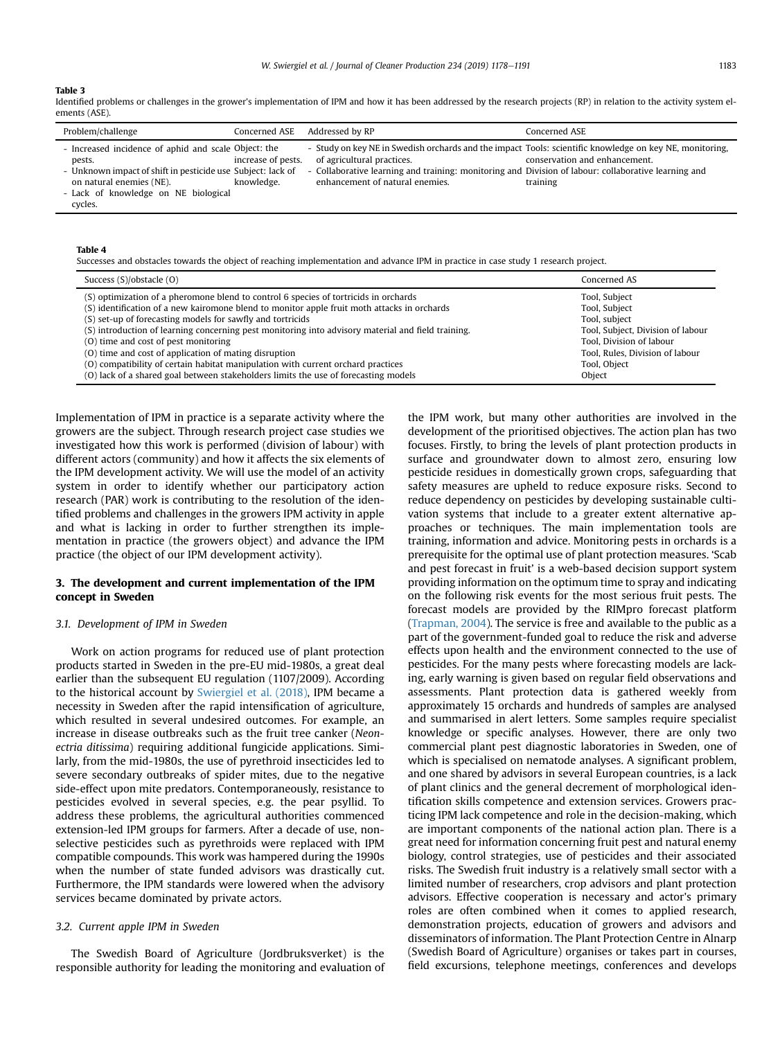**Table 3**
Identified problems or challenges in the grower's implementation of IPM and how it has been addressed by the research projects (RP) in relation to the activity system elements (ASE).

| Problem/challenge | Concerned ASE | Addressed by RP | Concerned ASE |
|---|---|---|---|
| - Increased incidence of aphid and scale pests.<br>- Unknown impact of shift in pesticide use on natural enemies (NE).<br>- Lack of knowledge on NE biological cycles. | Object: the increase of pests.<br>Subject: lack of knowledge. | - Study on key NE in Swedish orchards and the impact of agricultural practices.<br>- Collaborative learning and training: monitoring and enhancement of natural enemies. | Tools: scientific knowledge on key NE, monitoring, conservation and enhancement.<br>Division of labour: collaborative learning and training |

**Table 4**
Successes and obstacles towards the object of reaching implementation and advance IPM in practice in case study 1 research project.

| Success (S)/obstacle (O) | Concerned AS |
|---|---|
| (S) optimization of a pheromone blend to control 6 species of tortricids in orchards | Tool, Subject |
| (S) identification of a new kairomone blend to monitor apple fruit moth attacks in orchards | Tool, Subject |
| (S) set-up of forecasting models for sawfly and tortricids | Tool, subject |
| (S) introduction of learning concerning pest monitoring into advisory material and field training. | Tool, Subject, Division of labour |
| (O) time and cost of pest monitoring | Tool, Division of labour |
| (O) time and cost of application of mating disruption | Tool, Rules, Division of labour |
| (O) compatibility of certain habitat manipulation with current orchard practices | Tool, Object |
| (O) lack of a shared goal between stakeholders limits the use of forecasting models | Object |

Implementation of IPM in practice is a separate activity where the growers are the subject. Through research project case studies we investigated how this work is performed (division of labour) with different actors (community) and how it affects the six elements of the IPM development activity. We will use the model of an activity system in order to identify whether our participatory action research (PAR) work is contributing to the resolution of the identified problems and challenges in the growers IPM activity in apple and what is lacking in order to further strengthen its implementation in practice (the growers object) and advance the IPM practice (the object of our IPM development activity).

## 3. The development and current implementation of the IPM concept in Sweden

### 3.1. Development of IPM in Sweden

Work on action programs for reduced use of plant protection products started in Sweden in the pre-EU mid-1980s, a great deal earlier than the subsequent EU regulation (1107/2009). According to the historical account by Swiergiel et al. (2018), IPM became a necessity in Sweden after the rapid intensification of agriculture, which resulted in several undesired outcomes. For example, an increase in disease outbreaks such as the fruit tree canker (*Neonectria ditissima*) requiring additional fungicide applications. Similarly, from the mid-1980s, the use of pyrethroid insecticides led to severe secondary outbreaks of spider mites, due to the negative side-effect upon mite predators. Contemporaneously, resistance to pesticides evolved in several species, e.g. the pear psyllid. To address these problems, the agricultural authorities commenced extension-led IPM groups for farmers. After a decade of use, non-selective pesticides such as pyrethroids were replaced with IPM compatible compounds. This work was hampered during the 1990s when the number of state funded advisors was drastically cut. Furthermore, the IPM standards were lowered when the advisory services became dominated by private actors.

### 3.2. Current apple IPM in Sweden

The Swedish Board of Agriculture (Jordbruksverket) is the responsible authority for leading the monitoring and evaluation of the IPM work, but many other authorities are involved in the development of the prioritised objectives. The action plan has two focuses. Firstly, to bring the levels of plant protection products in surface and groundwater down to almost zero, ensuring low pesticide residues in domestically grown crops, safeguarding that safety measures are upheld to reduce exposure risks. Second to reduce dependency on pesticides by developing sustainable cultivation systems that include to a greater extent alternative approaches or techniques. The main implementation tools are training, information and advice. Monitoring pests in orchards is a prerequisite for the optimal use of plant protection measures. 'Scab and pest forecast in fruit' is a web-based decision support system providing information on the optimum time to spray and indicating on the following risk events for the most serious fruit pests. The forecast models are provided by the RIMpro forecast platform (Trapman, 2004). The service is free and available to the public as a part of the government-funded goal to reduce the risk and adverse effects upon health and the environment connected to the use of pesticides. For the many pests where forecasting models are lacking, early warning is given based on regular field observations and assessments. Plant protection data is gathered weekly from approximately 15 orchards and hundreds of samples are analysed and summarised in alert letters. Some samples require specialist knowledge or specific analyses. However, there are only two commercial plant pest diagnostic laboratories in Sweden, one of which is specialised on nematode analyses. A significant problem, and one shared by advisors in several European countries, is a lack of plant clinics and the general decrement of morphological identification skills competence and extension services. Growers practicing IPM lack competence and role in the decision-making, which are important components of the national action plan. There is a great need for information concerning fruit pest and natural enemy biology, control strategies, use of pesticides and their associated risks. The Swedish fruit industry is a relatively small sector with a limited number of researchers, crop advisors and plant protection advisors. Effective cooperation is necessary and actor's primary roles are often combined when it comes to applied research, demonstration projects, education of growers and advisors and disseminators of information. The Plant Protection Centre in Alnarp (Swedish Board of Agriculture) organises or takes part in courses, field excursions, telephone meetings, conferences and develops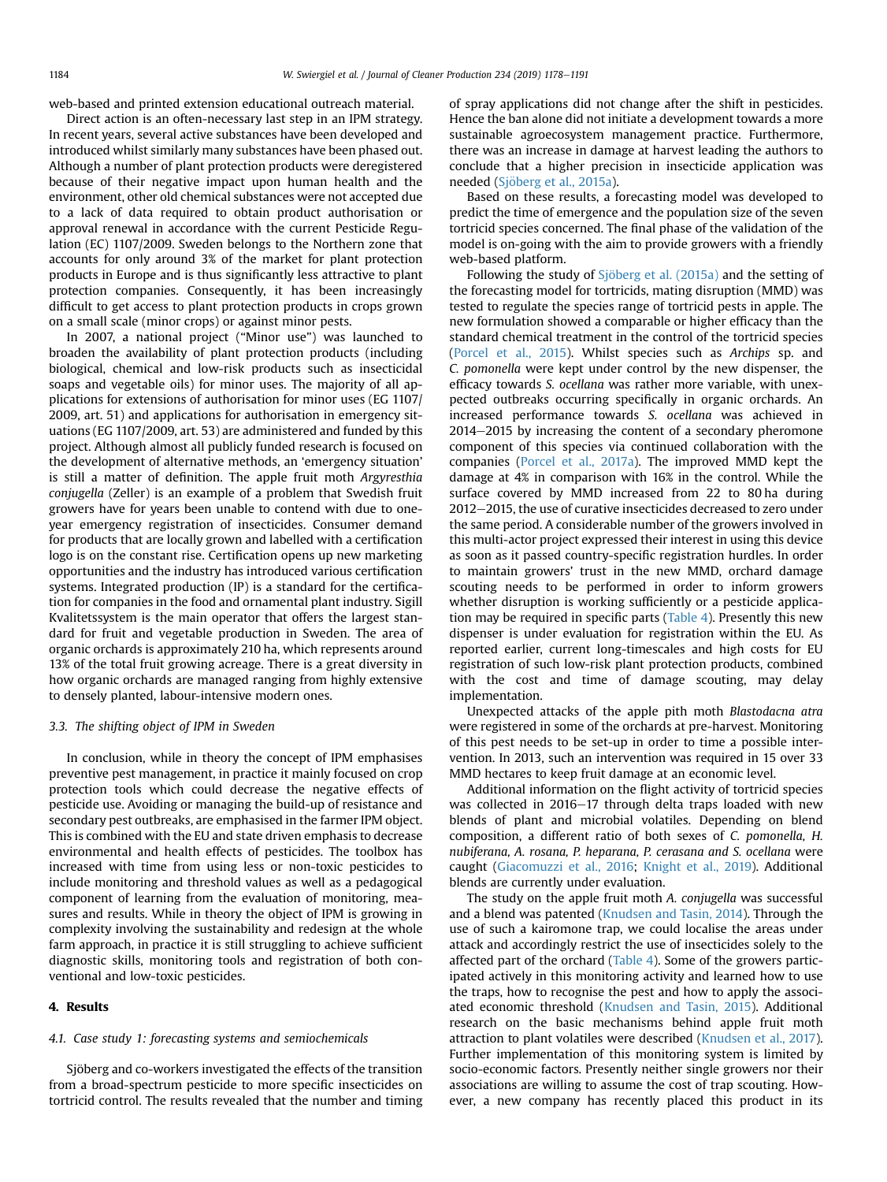web-based and printed extension educational outreach material.

Direct action is an often-necessary last step in an IPM strategy. In recent years, several active substances have been developed and introduced whilst similarly many substances have been phased out. Although a number of plant protection products were deregistered because of their negative impact upon human health and the environment, other old chemical substances were not accepted due to a lack of data required to obtain product authorisation or approval renewal in accordance with the current Pesticide Regulation (EC) 1107/2009. Sweden belongs to the Northern zone that accounts for only around 3% of the market for plant protection products in Europe and is thus significantly less attractive to plant protection companies. Consequently, it has been increasingly difficult to get access to plant protection products in crops grown on a small scale (minor crops) or against minor pests.

In 2007, a national project ("Minor use") was launched to broaden the availability of plant protection products (including biological, chemical and low-risk products such as insecticidal soaps and vegetable oils) for minor uses. The majority of all applications for extensions of authorisation for minor uses (EG 1107/2009, art. 51) and applications for authorisation in emergency situations (EG 1107/2009, art. 53) are administered and funded by this project. Although almost all publicly funded research is focused on the development of alternative methods, an 'emergency situation' is still a matter of definition. The apple fruit moth *Argyresthia conjugella* (Zeller) is an example of a problem that Swedish fruit growers have for years been unable to contend with due to one-year emergency registration of insecticides. Consumer demand for products that are locally grown and labelled with a certification logo is on the constant rise. Certification opens up new marketing opportunities and the industry has introduced various certification systems. Integrated production (IP) is a standard for the certification for companies in the food and ornamental plant industry. Sigill Kvalitetssystem is the main operator that offers the largest standard for fruit and vegetable production in Sweden. The area of organic orchards is approximately 210 ha, which represents around 13% of the total fruit growing acreage. There is a great diversity in how organic orchards are managed ranging from highly extensive to densely planted, labour-intensive modern ones.

### 3.3. The shifting object of IPM in Sweden

In conclusion, while in theory the concept of IPM emphasises preventive pest management, in practice it mainly focused on crop protection tools which could decrease the negative effects of pesticide use. Avoiding or managing the build-up of resistance and secondary pest outbreaks, are emphasised in the farmer IPM object. This is combined with the EU and state driven emphasis to decrease environmental and health effects of pesticides. The toolbox has increased with time from using less or non-toxic pesticides to include monitoring and threshold values as well as a pedagogical component of learning from the evaluation of monitoring, measures and results. While in theory the object of IPM is growing in complexity involving the sustainability and redesign at the whole farm approach, in practice it is still struggling to achieve sufficient diagnostic skills, monitoring tools and registration of both conventional and low-toxic pesticides.

## 4. Results

### 4.1. Case study 1: forecasting systems and semiochemicals

Sjöberg and co-workers investigated the effects of the transition from a broad-spectrum pesticide to more specific insecticides on tortricid control. The results revealed that the number and timing of spray applications did not change after the shift in pesticides. Hence the ban alone did not initiate a development towards a more sustainable agroecosystem management practice. Furthermore, there was an increase in damage at harvest leading the authors to conclude that a higher precision in insecticide application was needed (Sjöberg et al., 2015a).

Based on these results, a forecasting model was developed to predict the time of emergence and the population size of the seven tortricid species concerned. The final phase of the validation of the model is on-going with the aim to provide growers with a friendly web-based platform.

Following the study of Sjöberg et al. (2015a) and the setting of the forecasting model for tortricids, mating disruption (MMD) was tested to regulate the species range of tortricid pests in apple. The new formulation showed a comparable or higher efficacy than the standard chemical treatment in the control of the tortricid species (Porcel et al., 2015). Whilst species such as *Archips* sp. and *C. pomonella* were kept under control by the new dispenser, the efficacy towards *S. ocellana* was rather more variable, with unexpected outbreaks occurring specifically in organic orchards. An increased performance towards *S. ocellana* was achieved in 2014–2015 by increasing the content of a secondary pheromone component of this species via continued collaboration with the companies (Porcel et al., 2017a). The improved MMD kept the damage at 4% in comparison with 16% in the control. While the surface covered by MMD increased from 22 to 80 ha during 2012–2015, the use of curative insecticides decreased to zero under the same period. A considerable number of the growers involved in this multi-actor project expressed their interest in using this device as soon as it passed country-specific registration hurdles. In order to maintain growers' trust in the new MMD, orchard damage scouting needs to be performed in order to inform growers whether disruption is working sufficiently or a pesticide application may be required in specific parts (Table 4). Presently this new dispenser is under evaluation for registration within the EU. As reported earlier, current long-timescales and high costs for EU registration of such low-risk plant protection products, combined with the cost and time of damage scouting, may delay implementation.

Unexpected attacks of the apple pith moth *Blastodacna atra* were registered in some of the orchards at pre-harvest. Monitoring of this pest needs to be set-up in order to time a possible intervention. In 2013, such an intervention was required in 15 over 33 MMD hectares to keep fruit damage at an economic level.

Additional information on the flight activity of tortricid species was collected in 2016–17 through delta traps loaded with new blends of plant and microbial volatiles. Depending on blend composition, a different ratio of both sexes of *C. pomonella, H. nubiferana, A. rosana, P. heparana, P. cerasana and S. ocellana* were caught (Giacomuzzi et al., 2016; Knight et al., 2019). Additional blends are currently under evaluation.

The study on the apple fruit moth *A. conjugella* was successful and a blend was patented (Knudsen and Tasin, 2014). Through the use of such a kairomone trap, we could localise the areas under attack and accordingly restrict the use of insecticides solely to the affected part of the orchard (Table 4). Some of the growers participated actively in this monitoring activity and learned how to use the traps, how to recognise the pest and how to apply the associated economic threshold (Knudsen and Tasin, 2015). Additional research on the basic mechanisms behind apple fruit moth attraction to plant volatiles were described (Knudsen et al., 2017). Further implementation of this monitoring system is limited by socio-economic factors. Presently neither single growers nor their associations are willing to assume the cost of trap scouting. However, a new company has recently placed this product in its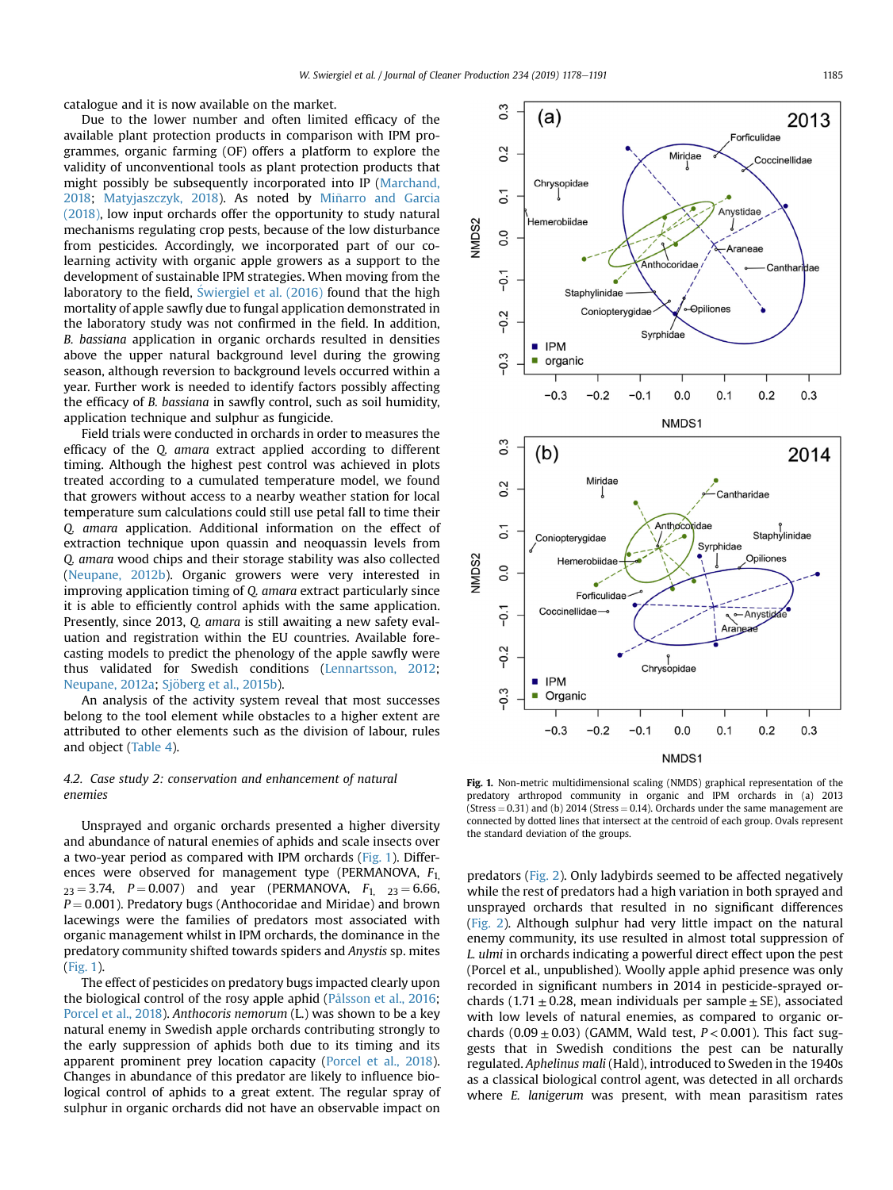catalogue and it is now available on the market.

Due to the lower number and often limited efficacy of the available plant protection products in comparison with IPM programmes, organic farming (OF) offers a platform to explore the validity of unconventional tools as plant protection products that might possibly be subsequently incorporated into IP (Marchand, 2018; Matyjaszczyk, 2018). As noted by Miñarro and Garcia (2018), low input orchards offer the opportunity to study natural mechanisms regulating crop pests, because of the low disturbance from pesticides. Accordingly, we incorporated part of our co-learning activity with organic apple growers as a support to the development of sustainable IPM strategies. When moving from the laboratory to the field, Świergiel et al. (2016) found that the high mortality of apple sawfly due to fungal application demonstrated in the laboratory study was not confirmed in the field. In addition, *B. bassiana* application in organic orchards resulted in densities above the upper natural background level during the growing season, although reversion to background levels occurred within a year. Further work is needed to identify factors possibly affecting the efficacy of *B. bassiana* in sawfly control, such as soil humidity, application technique and sulphur as fungicide.

Field trials were conducted in orchards in order to measures the efficacy of the *Q. amara* extract applied according to different timing. Although the highest pest control was achieved in plots treated according to a cumulated temperature model, we found that growers without access to a nearby weather station for local temperature sum calculations could still use petal fall to time their *Q. amara* application. Additional information on the effect of extraction technique upon quassin and neoquassin levels from *Q. amara* wood chips and their storage stability was also collected (Neupane, 2012b). Organic growers were very interested in improving application timing of *Q. amara* extract particularly since it is able to efficiently control aphids with the same application. Presently, since 2013, *Q. amara* is still awaiting a new safety evaluation and registration within the EU countries. Available forecasting models to predict the phenology of the apple sawfly were thus validated for Swedish conditions (Lennartsson, 2012; Neupane, 2012a; Sjöberg et al., 2015b).

An analysis of the activity system reveal that most successes belong to the tool element while obstacles to a higher extent are attributed to other elements such as the division of labour, rules and object (Table 4).

### 4.2. Case study 2: conservation and enhancement of natural enemies

Unsprayed and organic orchards presented a higher diversity and abundance of natural enemies of aphids and scale insects over a two-year period as compared with IPM orchards (Fig. 1). Differences were observed for management type (PERMANOVA, $F_{1,23} = 3.74$, $P = 0.007$) and year (PERMANOVA, $F_{1,23} = 6.66$, $P = 0.001$). Predatory bugs (Anthocoridae and Miridae) and brown lacewings were the families of predators most associated with organic management whilst in IPM orchards, the dominance in the predatory community shifted towards spiders and *Anystis* sp. mites (Fig. 1).

The effect of pesticides on predatory bugs impacted clearly upon the biological control of the rosy apple aphid (Pålsson et al., 2016; Porcel et al., 2018). *Anthocoris nemorum* (L.) was shown to be a key natural enemy in Swedish apple orchards contributing strongly to the early suppression of aphids both due to its timing and its apparent prominent prey location capacity (Porcel et al., 2018). Changes in abundance of this predator are likely to influence biological control of aphids to a great extent. The regular spray of sulphur in organic orchards did not have an observable impact on predators (Fig. 2). Only ladybirds seemed to be affected negatively while the rest of predators had a high variation in both sprayed and unsprayed orchards that resulted in no significant differences (Fig. 2). Although sulphur had very little impact on the natural enemy community, its use resulted in almost total suppression of *L. ulmi* in orchards indicating a powerful direct effect upon the pest (Porcel et al., unpublished). Woolly apple aphid presence was only recorded in significant numbers in 2014 in pesticide-sprayed orchards (1.71 ± 0.28, mean individuals per sample ± SE), associated with low levels of natural enemies, as compared to organic orchards (0.09 ± 0.03) (GAMM, Wald test, $P < 0.001$). This fact suggests that in Swedish conditions the pest can be naturally regulated. *Aphelinus mali* (Hald), introduced to Sweden in the 1940s as a classical biological control agent, was detected in all orchards where *E. lanigerum* was present, with mean parasitism rates

**Fig. 1.** Non-metric multidimensional scaling (NMDS) graphical representation of the predatory arthropod community in organic and IPM orchards in (a) 2013 (Stress = 0.31) and (b) 2014 (Stress = 0.14). Orchards under the same management are connected by dotted lines that intersect at the centroid of each group. Ovals represent the standard deviation of the groups.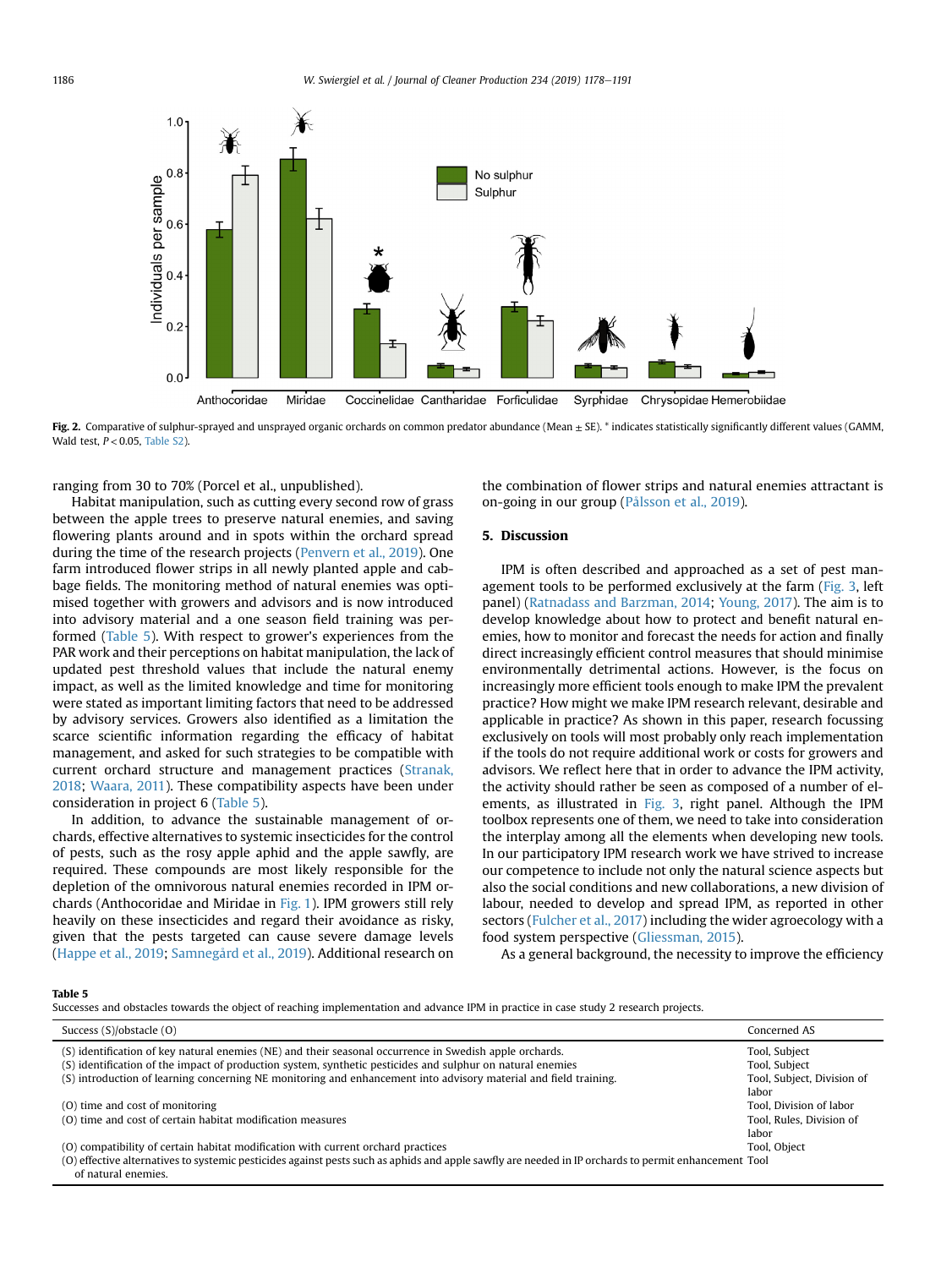Fig. 2. Comparative of sulphur-sprayed and unsprayed organic orchards on common predator abundance (Mean ± SE). * indicates statistically significantly different values (GAMM, Wald test, $P < 0.05$, Table S2).

ranging from 30 to 70% (Porcel et al., unpublished).

Habitat manipulation, such as cutting every second row of grass between the apple trees to preserve natural enemies, and saving flowering plants around and in spots within the orchard spread during the time of the research projects (Penvern et al., 2019). One farm introduced flower strips in all newly planted apple and cabbage fields. The monitoring method of natural enemies was optimised together with growers and advisors and is now introduced into advisory material and a one season field training was performed (Table 5). With respect to grower's experiences from the PAR work and their perceptions on habitat manipulation, the lack of updated pest threshold values that include the natural enemy impact, as well as the limited knowledge and time for monitoring were stated as important limiting factors that need to be addressed by advisory services. Growers also identified as a limitation the scarce scientific information regarding the efficacy of habitat management, and asked for such strategies to be compatible with current orchard structure and management practices (Stranak, 2018; Waara, 2011). These compatibility aspects have been under consideration in project 6 (Table 5).

In addition, to advance the sustainable management of orchards, effective alternatives to systemic insecticides for the control of pests, such as the rosy apple aphid and the apple sawfly, are required. These compounds are most likely responsible for the depletion of the omnivorous natural enemies recorded in IPM orchards (Anthocoridae and Miridae in Fig. 1). IPM growers still rely heavily on these insecticides and regard their avoidance as risky, given that the pests targeted can cause severe damage levels (Happe et al., 2019; Samnegård et al., 2019). Additional research on the combination of flower strips and natural enemies attractant is on-going in our group (Pålsson et al., 2019).

## 5. Discussion

IPM is often described and approached as a set of pest management tools to be performed exclusively at the farm (Fig. 3, left panel) (Ratnadass and Barzman, 2014; Young, 2017). The aim is to develop knowledge about how to protect and benefit natural enemies, how to monitor and forecast the needs for action and finally direct increasingly efficient control measures that should minimise environmentally detrimental actions. However, is the focus on increasingly more efficient tools enough to make IPM the prevalent practice? How might we make IPM research relevant, desirable and applicable in practice? As shown in this paper, research focussing exclusively on tools will most probably only reach implementation if the tools do not require additional work or costs for growers and advisors. We reflect here that in order to advance the IPM activity, the activity should rather be seen as composed of a number of elements, as illustrated in Fig. 3, right panel. Although the IPM toolbox represents one of them, we need to take into consideration the interplay among all the elements when developing new tools. In our participatory IPM research work we have strived to increase our competence to include not only the natural science aspects but also the social conditions and new collaborations, a new division of labour, needed to develop and spread IPM, as reported in other sectors (Fulcher et al., 2017) including the wider agroecology with a food system perspective (Gliessman, 2015).

As a general background, the necessity to improve the efficiency

**Table 5**
Successes and obstacles towards the object of reaching implementation and advance IPM in practice in case study 2 research projects.

| Success (S)/obstacle (O) | Concerned AS |
|---|---|
| (S) identification of key natural enemies (NE) and their seasonal occurrence in Swedish apple orchards. | Tool, Subject |
| (S) identification of the impact of production system, synthetic pesticides and sulphur on natural enemies | Tool, Subject |
| (S) introduction of learning concerning NE monitoring and enhancement into advisory material and field training. | Tool, Subject, Division of labor |
| (O) time and cost of monitoring | Tool, Division of labor |
| (O) time and cost of certain habitat modification measures | Tool, Rules, Division of labor |
| (O) compatibility of certain habitat modification with current orchard practices | Tool, Object |
| (O) effective alternatives to systemic pesticides against pests such as aphids and apple sawfly are needed in IP orchards to permit enhancement of natural enemies. | Tool |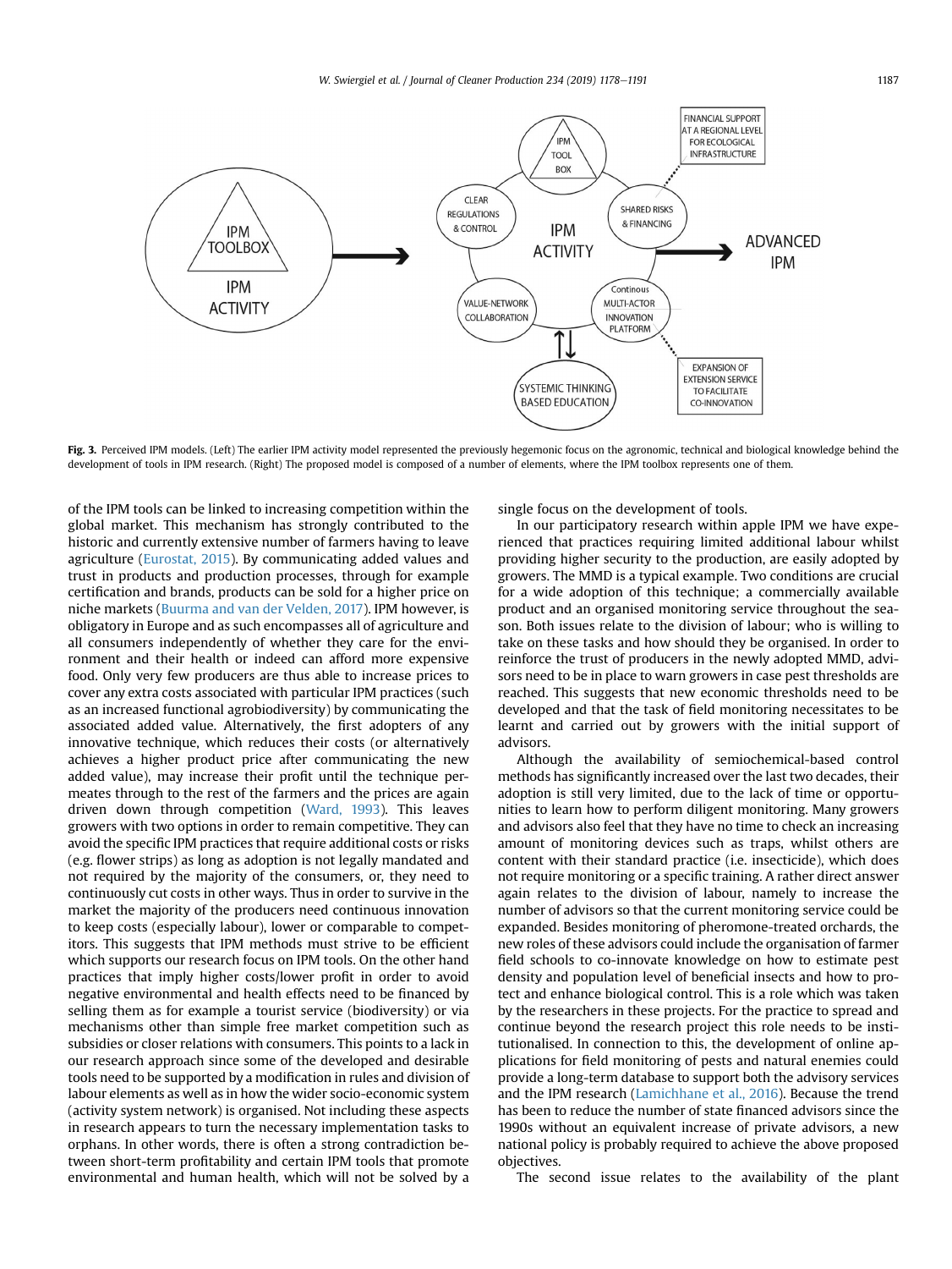IPM TOOLBOX

IPM ACTIVITY

IPM TOOL BOX

CLEAR REGULATIONS & CONTROL

SHARED RISKS & FINANCING

FINANCIAL SUPPORT AT A REGIONAL LEVEL FOR ECOLOGICAL INFRASTRUCTURE

IPM ACTIVITY

ADVANCED IPM

VALUE-NETWORK COLLABORATION

Continous MULTI-ACTOR INNOVATION PLATFORM

EXPANSION OF EXTENSION SERVICE TO FACILITATE CO-INNOVATION

SYSTEMIC THINKING BASED EDUCATION

**Fig. 3.** Perceived IPM models. (Left) The earlier IPM activity model represented the previously hegemonic focus on the agronomic, technical and biological knowledge behind the development of tools in IPM research. (Right) The proposed model is composed of a number of elements, where the IPM toolbox represents one of them.

of the IPM tools can be linked to increasing competition within the global market. This mechanism has strongly contributed to the historic and currently extensive number of farmers having to leave agriculture (Eurostat, 2015). By communicating added values and trust in products and production processes, through for example certification and brands, products can be sold for a higher price on niche markets (Buurma and van der Velden, 2017). IPM however, is obligatory in Europe and as such encompasses all of agriculture and all consumers independently of whether they care for the environment and their health or indeed can afford more expensive food. Only very few producers are thus able to increase prices to cover any extra costs associated with particular IPM practices (such as an increased functional agrobiodiversity) by communicating the associated added value. Alternatively, the first adopters of any innovative technique, which reduces their costs (or alternatively achieves a higher product price after communicating the new added value), may increase their profit until the technique permeates through to the rest of the farmers and the prices are again driven down through competition (Ward, 1993). This leaves growers with two options in order to remain competitive. They can avoid the specific IPM practices that require additional costs or risks (e.g. flower strips) as long as adoption is not legally mandated and not required by the majority of the consumers, or, they need to continuously cut costs in other ways. Thus in order to survive in the market the majority of the producers need continuous innovation to keep costs (especially labour), lower or comparable to competitors. This suggests that IPM methods must strive to be efficient which supports our research focus on IPM tools. On the other hand practices that imply higher costs/lower profit in order to avoid negative environmental and health effects need to be financed by selling them as for example a tourist service (biodiversity) or via mechanisms other than simple free market competition such as subsidies or closer relations with consumers. This points to a lack in our research approach since some of the developed and desirable tools need to be supported by a modification in rules and division of labour elements as well as in how the wider socio-economic system (activity system network) is organised. Not including these aspects in research appears to turn the necessary implementation tasks to orphans. In other words, there is often a strong contradiction between short-term profitability and certain IPM tools that promote environmental and human health, which will not be solved by a single focus on the development of tools.

In our participatory research within apple IPM we have experienced that practices requiring limited additional labour whilst providing higher security to the production, are easily adopted by growers. The MMD is a typical example. Two conditions are crucial for a wide adoption of this technique; a commercially available product and an organised monitoring service throughout the season. Both issues relate to the division of labour; who is willing to take on these tasks and how should they be organised. In order to reinforce the trust of producers in the newly adopted MMD, advisors need to be in place to warn growers in case pest thresholds are reached. This suggests that new economic thresholds need to be developed and that the task of field monitoring necessitates to be learnt and carried out by growers with the initial support of advisors.

Although the availability of semiochemical-based control methods has significantly increased over the last two decades, their adoption is still very limited, due to the lack of time or opportunities to learn how to perform diligent monitoring. Many growers and advisors also feel that they have no time to check an increasing amount of monitoring devices such as traps, whilst others are content with their standard practice (i.e. insecticide), which does not require monitoring or a specific training. A rather direct answer again relates to the division of labour, namely to increase the number of advisors so that the current monitoring service could be expanded. Besides monitoring of pheromone-treated orchards, the new roles of these advisors could include the organisation of farmer field schools to co-innovate knowledge on how to estimate pest density and population level of beneficial insects and how to protect and enhance biological control. This is a role which was taken by the researchers in these projects. For the practice to spread and continue beyond the research project this role needs to be institutionalised. In connection to this, the development of online applications for field monitoring of pests and natural enemies could provide a long-term database to support both the advisory services and the IPM research (Lamichhane et al., 2016). Because the trend has been to reduce the number of state financed advisors since the 1990s without an equivalent increase of private advisors, a new national policy is probably required to achieve the above proposed objectives.

The second issue relates to the availability of the plant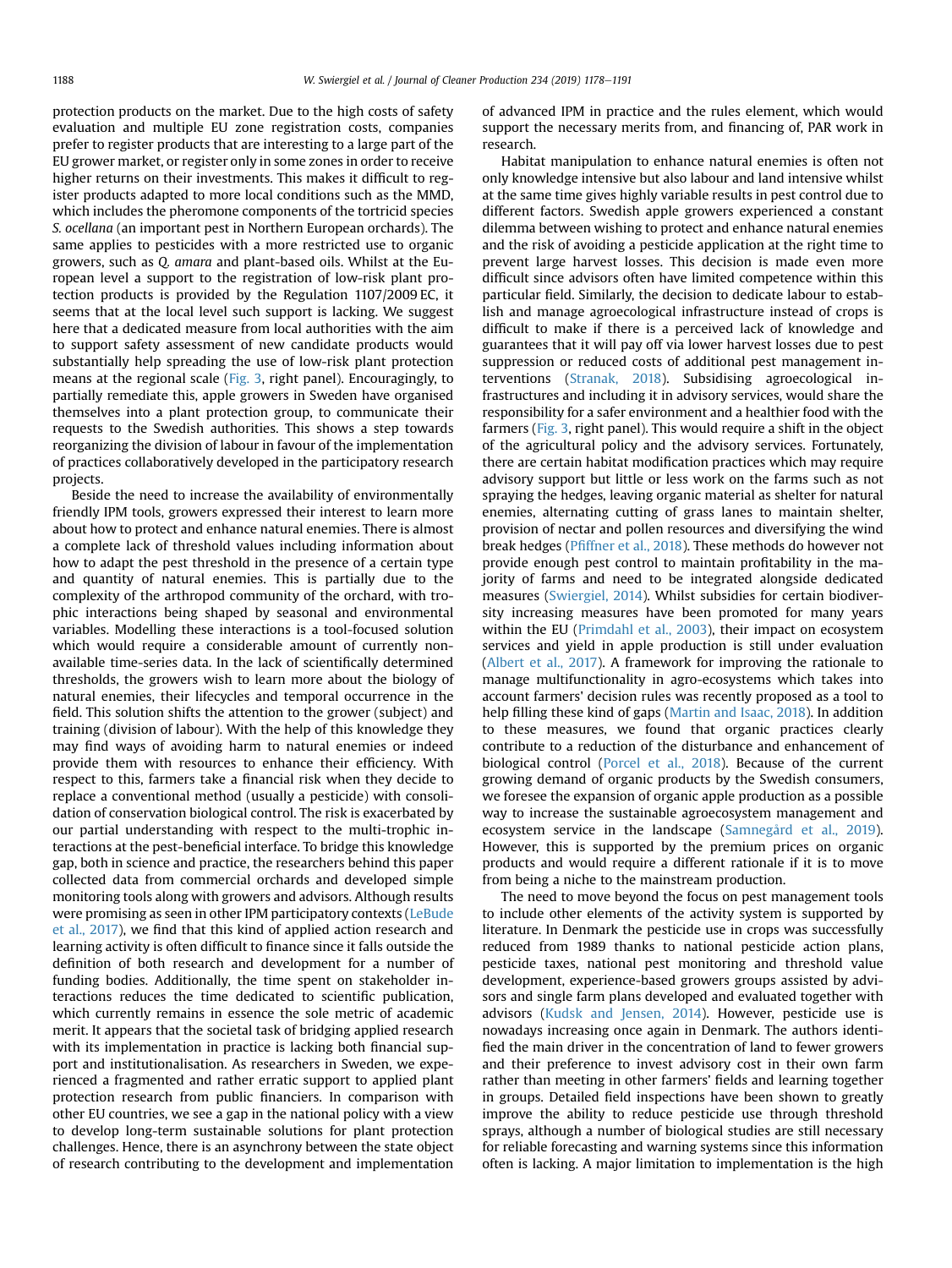protection products on the market. Due to the high costs of safety evaluation and multiple EU zone registration costs, companies prefer to register products that are interesting to a large part of the EU grower market, or register only in some zones in order to receive higher returns on their investments. This makes it difficult to register products adapted to more local conditions such as the MMD, which includes the pheromone components of the tortricid species *S. ocellana* (an important pest in Northern European orchards). The same applies to pesticides with a more restricted use to organic growers, such as *Q. amara* and plant-based oils. Whilst at the European level a support to the registration of low-risk plant protection products is provided by the Regulation 1107/2009 EC, it seems that at the local level such support is lacking. We suggest here that a dedicated measure from local authorities with the aim to support safety assessment of new candidate products would substantially help spreading the use of low-risk plant protection means at the regional scale (Fig. 3, right panel). Encouragingly, to partially remediate this, apple growers in Sweden have organised themselves into a plant protection group, to communicate their requests to the Swedish authorities. This shows a step towards reorganizing the division of labour in favour of the implementation of practices collaboratively developed in the participatory research projects.

Beside the need to increase the availability of environmentally friendly IPM tools, growers expressed their interest to learn more about how to protect and enhance natural enemies. There is almost a complete lack of threshold values including information about how to adapt the pest threshold in the presence of a certain type and quantity of natural enemies. This is partially due to the complexity of the arthropod community of the orchard, with trophic interactions being shaped by seasonal and environmental variables. Modelling these interactions is a tool-focused solution which would require a considerable amount of currently non-available time-series data. In the lack of scientifically determined thresholds, the growers wish to learn more about the biology of natural enemies, their lifecycles and temporal occurrence in the field. This solution shifts the attention to the grower (subject) and training (division of labour). With the help of this knowledge they may find ways of avoiding harm to natural enemies or indeed provide them with resources to enhance their efficiency. With respect to this, farmers take a financial risk when they decide to replace a conventional method (usually a pesticide) with consolidation of conservation biological control. The risk is exacerbated by our partial understanding with respect to the multi-trophic interactions at the pest-beneficial interface. To bridge this knowledge gap, both in science and practice, the researchers behind this paper collected data from commercial orchards and developed simple monitoring tools along with growers and advisors. Although results were promising as seen in other IPM participatory contexts (LeBude et al., 2017), we find that this kind of applied action research and learning activity is often difficult to finance since it falls outside the definition of both research and development for a number of funding bodies. Additionally, the time spent on stakeholder interactions reduces the time dedicated to scientific publication, which currently remains in essence the sole metric of academic merit. It appears that the societal task of bridging applied research with its implementation in practice is lacking both financial support and institutionalisation. As researchers in Sweden, we experienced a fragmented and rather erratic support to applied plant protection research from public financiers. In comparison with other EU countries, we see a gap in the national policy with a view to develop long-term sustainable solutions for plant protection challenges. Hence, there is an asynchrony between the state object of research contributing to the development and implementation of advanced IPM in practice and the rules element, which would support the necessary merits from, and financing of, PAR work in research.

Habitat manipulation to enhance natural enemies is often not only knowledge intensive but also labour and land intensive whilst at the same time gives highly variable results in pest control due to different factors. Swedish apple growers experienced a constant dilemma between wishing to protect and enhance natural enemies and the risk of avoiding a pesticide application at the right time to prevent large harvest losses. This decision is made even more difficult since advisors often have limited competence within this particular field. Similarly, the decision to dedicate labour to establish and manage agroecological infrastructure instead of crops is difficult to make if there is a perceived lack of knowledge and guarantees that it will pay off via lower harvest losses due to pest suppression or reduced costs of additional pest management interventions (Stranak, 2018). Subsidising agroecological infrastructures and including it in advisory services, would share the responsibility for a safer environment and a healthier food with the farmers (Fig. 3, right panel). This would require a shift in the object of the agricultural policy and the advisory services. Fortunately, there are certain habitat modification practices which may require advisory support but little or less work on the farms such as not spraying the hedges, leaving organic material as shelter for natural enemies, alternating cutting of grass lanes to maintain shelter, provision of nectar and pollen resources and diversifying the wind break hedges (Pfiffner et al., 2018). These methods do however not provide enough pest control to maintain profitability in the majority of farms and need to be integrated alongside dedicated measures (Swiergiel, 2014). Whilst subsidies for certain biodiversity increasing measures have been promoted for many years within the EU (Primdahl et al., 2003), their impact on ecosystem services and yield in apple production is still under evaluation (Albert et al., 2017). A framework for improving the rationale to manage multifunctionality in agro-ecosystems which takes into account farmers' decision rules was recently proposed as a tool to help filling these kind of gaps (Martin and Isaac, 2018). In addition to these measures, we found that organic practices clearly contribute to a reduction of the disturbance and enhancement of biological control (Porcel et al., 2018). Because of the current growing demand of organic products by the Swedish consumers, we foresee the expansion of organic apple production as a possible way to increase the sustainable agroecosystem management and ecosystem service in the landscape (Samnegård et al., 2019). However, this is supported by the premium prices on organic products and would require a different rationale if it is to move from being a niche to the mainstream production.

The need to move beyond the focus on pest management tools to include other elements of the activity system is supported by literature. In Denmark the pesticide use in crops was successfully reduced from 1989 thanks to national pesticide action plans, pesticide taxes, national pest monitoring and threshold value development, experience-based growers groups assisted by advisors and single farm plans developed and evaluated together with advisors (Kudsk and Jensen, 2014). However, pesticide use is nowadays increasing once again in Denmark. The authors identified the main driver in the concentration of land to fewer growers and their preference to invest advisory cost in their own farm rather than meeting in other farmers' fields and learning together in groups. Detailed field inspections have been shown to greatly improve the ability to reduce pesticide use through threshold sprays, although a number of biological studies are still necessary for reliable forecasting and warning systems since this information often is lacking. A major limitation to implementation is the high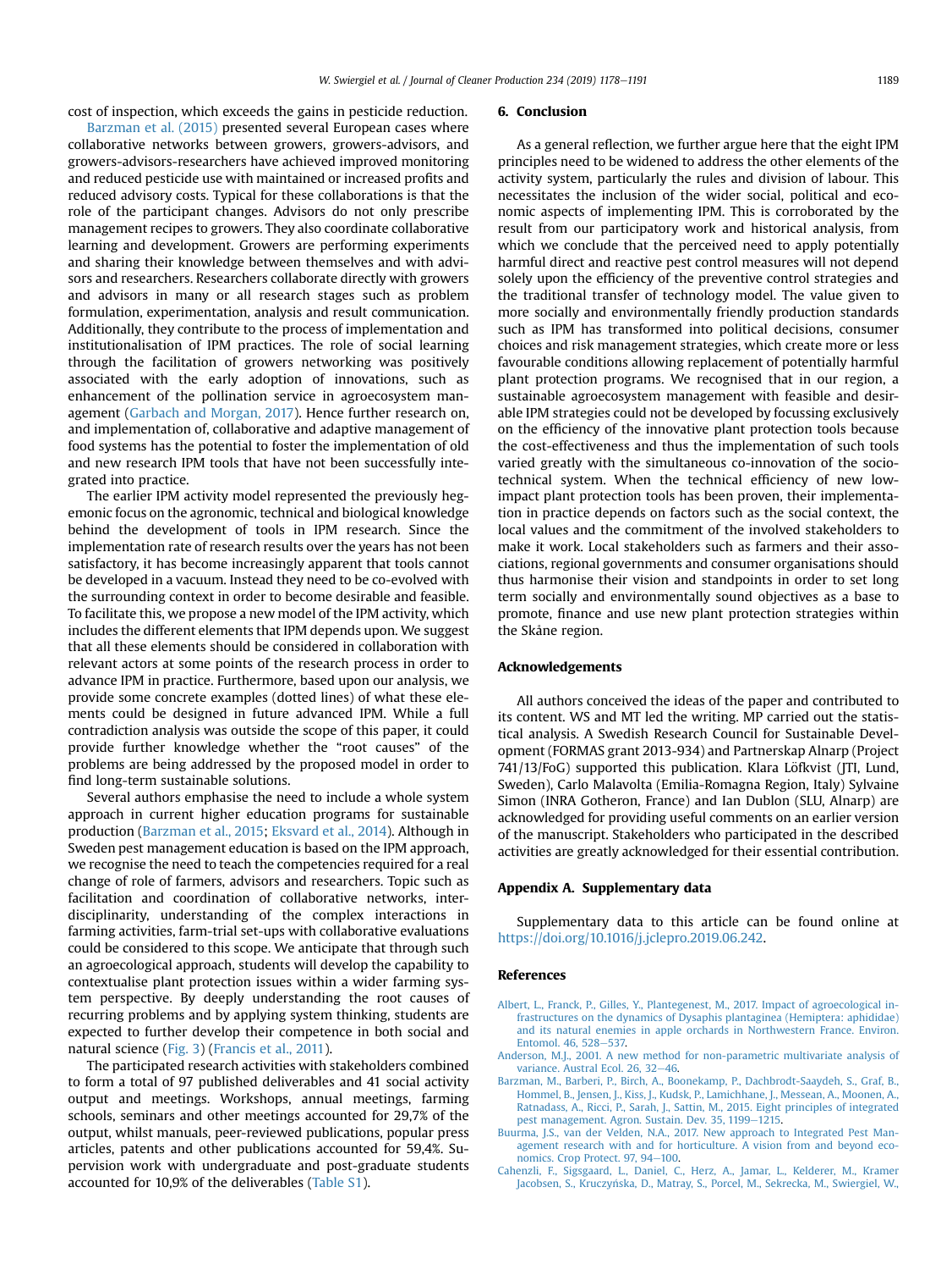cost of inspection, which exceeds the gains in pesticide reduction.

Barzman et al. (2015) presented several European cases where collaborative networks between growers, growers-advisors, and growers-advisors-researchers have achieved improved monitoring and reduced pesticide use with maintained or increased profits and reduced advisory costs. Typical for these collaborations is that the role of the participant changes. Advisors do not only prescribe management recipes to growers. They also coordinate collaborative learning and development. Growers are performing experiments and sharing their knowledge between themselves and with advisors and researchers. Researchers collaborate directly with growers and advisors in many or all research stages such as problem formulation, experimentation, analysis and result communication. Additionally, they contribute to the process of implementation and institutionalisation of IPM practices. The role of social learning through the facilitation of growers networking was positively associated with the early adoption of innovations, such as enhancement of the pollination service in agroecosystem management (Garbach and Morgan, 2017). Hence further research on, and implementation of, collaborative and adaptive management of food systems has the potential to foster the implementation of old and new research IPM tools that have not been successfully integrated into practice.

The earlier IPM activity model represented the previously hegemonic focus on the agronomic, technical and biological knowledge behind the development of tools in IPM research. Since the implementation rate of research results over the years has not been satisfactory, it has become increasingly apparent that tools cannot be developed in a vacuum. Instead they need to be co-evolved with the surrounding context in order to become desirable and feasible. To facilitate this, we propose a new model of the IPM activity, which includes the different elements that IPM depends upon. We suggest that all these elements should be considered in collaboration with relevant actors at some points of the research process in order to advance IPM in practice. Furthermore, based upon our analysis, we provide some concrete examples (dotted lines) of what these elements could be designed in future advanced IPM. While a full contradiction analysis was outside the scope of this paper, it could provide further knowledge whether the "root causes" of the problems are being addressed by the proposed model in order to find long-term sustainable solutions.

Several authors emphasise the need to include a whole system approach in current higher education programs for sustainable production (Barzman et al., 2015; Eksvard et al., 2014). Although in Sweden pest management education is based on the IPM approach, we recognise the need to teach the competencies required for a real change of role of farmers, advisors and researchers. Topic such as facilitation and coordination of collaborative networks, interdisciplinarity, understanding of the complex interactions in farming activities, farm-trial set-ups with collaborative evaluations could be considered to this scope. We anticipate that through such an agroecological approach, students will develop the capability to contextualise plant protection issues within a wider farming system perspective. By deeply understanding the root causes of recurring problems and by applying system thinking, students are expected to further develop their competence in both social and natural science (Fig. 3) (Francis et al., 2011).

The participated research activities with stakeholders combined to form a total of 97 published deliverables and 41 social activity output and meetings. Workshops, annual meetings, farming schools, seminars and other meetings accounted for 29,7% of the output, whilst manuals, peer-reviewed publications, popular press articles, patents and other publications accounted for 59,4%. Supervision work with undergraduate and post-graduate students accounted for 10,9% of the deliverables (Table S1).

## 6. Conclusion

As a general reflection, we further argue here that the eight IPM principles need to be widened to address the other elements of the activity system, particularly the rules and division of labour. This necessitates the inclusion of the wider social, political and economic aspects of implementing IPM. This is corroborated by the result from our participatory work and historical analysis, from which we conclude that the perceived need to apply potentially harmful direct and reactive pest control measures will not depend solely upon the efficiency of the preventive control strategies and the traditional transfer of technology model. The value given to more socially and environmentally friendly production standards such as IPM has transformed into political decisions, consumer choices and risk management strategies, which create more or less favourable conditions allowing replacement of potentially harmful plant protection programs. We recognised that in our region, a sustainable agroecosystem management with feasible and desirable IPM strategies could not be developed by focussing exclusively on the efficiency of the innovative plant protection tools because the cost-effectiveness and thus the implementation of such tools varied greatly with the simultaneous co-innovation of the socio-technical system. When the technical efficiency of new low-impact plant protection tools has been proven, their implementation in practice depends on factors such as the social context, the local values and the commitment of the involved stakeholders to make it work. Local stakeholders such as farmers and their associations, regional governments and consumer organisations should thus harmonise their vision and standpoints in order to set long term socially and environmentally sound objectives as a base to promote, finance and use new plant protection strategies within the Skåne region.

## Acknowledgements

All authors conceived the ideas of the paper and contributed to its content. WS and MT led the writing. MP carried out the statistical analysis. A Swedish Research Council for Sustainable Development (FORMAS grant 2013-934) and Partnerskap Alnarp (Project 741/13/FoG) supported this publication. Klara Löfkvist (JTI, Lund, Sweden), Carlo Malavolta (Emilia-Romagna Region, Italy) Sylvaine Simon (INRA Gotheron, France) and Ian Dublon (SLU, Alnarp) are acknowledged for providing useful comments on an earlier version of the manuscript. Stakeholders who participated in the described activities are greatly acknowledged for their essential contribution.

## Appendix A. Supplementary data

Supplementary data to this article can be found online at https://doi.org/10.1016/j.jclepro.2019.06.242.

## References

Albert, L., Franck, P., Gilles, Y., Plantegenest, M., 2017. Impact of agroecological infrastructures on the dynamics of Dysaphis plantaginea (Hemiptera: aphididae) and its natural enemies in apple orchards in Northwestern France. Environ. Entomol. 46, 528–537.

Anderson, M.J., 2001. A new method for non-parametric multivariate analysis of variance. Austral Ecol. 26, 32–46.

Barzman, M., Barberi, P., Birch, A., Boonekamp, P., Dachbrodt-Saaydeh, S., Graf, B., Hommel, B., Jensen, J., Kiss, J., Kudsk, P., Lamichhane, J., Messean, A., Moonen, A., Ratnadass, A., Ricci, P., Sarah, J., Sattin, M., 2015. Eight principles of integrated pest management. Agron. Sustain. Dev. 35, 1199–1215.

Buurma, J.S., van der Velden, N.A., 2017. New approach to Integrated Pest Management research with and for horticulture. A vision from and beyond economics. Crop Protect. 97, 94–100.

Cahenzli, F., Sigsgaard, L., Daniel, C., Herz, A., Jamar, L., Kelderer, M., Kramer Jacobsen, S., Kruczyńska, D., Matray, S., Porcel, M., Sekrecka, M., Swiergiel, W.,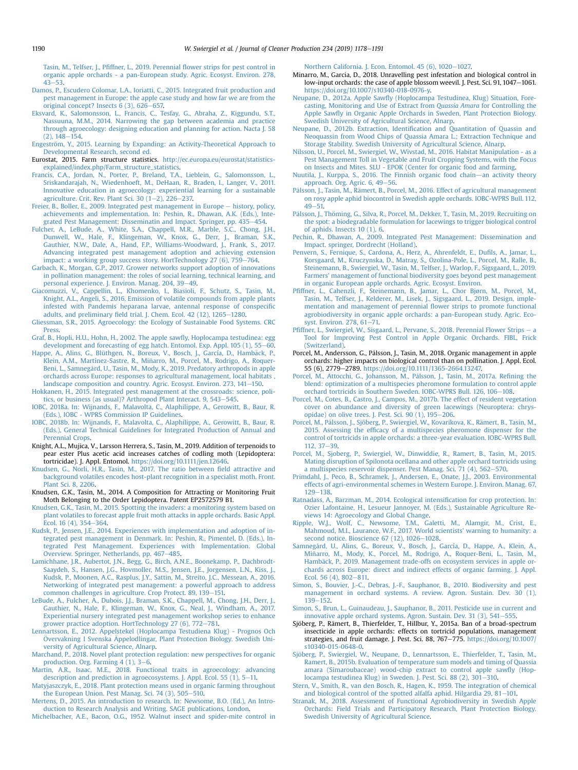Tasin, M., Telfser, J., Pfiffner, L., 2019. Perennial flower strips for pest control in organic apple orchards - a pan-European study. Agric. Ecosyst. Environ. 278, 43–53.

Damos, P., Escudero Colomar, L.A., Ioriatti, C., 2015. Integrated fruit production and pest management in Europe: the apple case study and how far we are from the original concept? Insects 6 (3), 626–657.

Eksvard, K., Salomonsson, L., Francis, C., Tesfay, G., Abraha, Z., Kiggundu, S.T., Nassuuna, M.M., 2014. Narrowing the gap between academia and practice through agroecology: designing education and planning for action. Nacta J. 58 (2), 148–154.

Engeström, Y., 2015. Learning by Expanding: an Activity-Theoretical Approach to Developmental Research, second ed.

Eurostat, 2015. Farm structure statistics. http://ec.europa.eu/eurostat/statistics-explained/index.php/Farm_structure_statistics.

Francis, C.A., Jordan, N., Porter, P., Breland, T.A., Lieblein, G., Salomonsson, L., Sriskandarajah, N., Wiedenhoeft, M., DeHaan, R., Braden, I., Langer, V., 2011. Innovative education in agroecology: experiential learning for a sustainable agriculture. Crit. Rev. Plant Sci. 30 (1–2), 226–237.

Freier, B., Boller, E., 2009. Integrated pest management in Europe – history, policy, achievements and implementation. In: Peshin, R., Dhawan, A.K. (Eds.), Integrated Pest Management: Disseminatin and Impact. Springer, pp. 435–454.

Fulcher, A., LeBude, A., White, S.A., Chappell, M.R., Marble, S.C., Chong, J.H., Dunwell, W., Hale, F., Klingeman, W., Knox, G., Derr, J., Braman, S.K., Gauthier, N.W., Dale, A., Hand, F.P., Williams-Woodward, J., Frank, S., 2017. Advancing integrated pest management adoption and achieving extension impact: a working group success story. HortTechnology 27 (6), 759–764.

Garbach, K., Morgan, G.P., 2017. Grower networks support adoption of innovations in pollination management: the roles of social learning, technical learning, and personal experience. J. Environ. Manag. 204, 39–49.

Giacomuzzi, V., Cappellin, L., Khomenko, I., Biasioli, F., Schutz, S., Tasin, M., Knight, A.L., Angeli, S., 2016. Emission of volatile compounds from apple plants infested with Pandemis heparana larvae, antennal response of conspecific adults, and preliminary field trial. J. Chem. Ecol. 42 (12), 1265–1280.

Gliessman, S.R., 2015. Agroecology: the Ecology of Sustainable Food Systems. CRC Press.

Graf, B., Hopli, H.U., Hohn, H., 2002. The apple sawfly, Hoplocampa testudinea: egg development and forecasting of egg hatch. Entomol. Exp. Appl. 105 (1), 55–60.

Happe, A., Alins, G., Blüthgen, N., Boreux, V., Bosch, J., García, D., Hambäck, P., Klein, A.M., Martínez-Sastre, R., Miñarro, M., Müller, A.-K., Porcel, M., Rodrigo, A., Roquer-Beni, L., Samnegård, U., Tasin, M., Mody, K., 2019. Predatory arthropods in apple orchards across Europe: responses to agricultural management, local habitats , landscape composition and country. Agric. Ecosyst. Environ. 273, 141–150.

Hokkanen, H., 2015. Integrated pest management at the crossroads: science, politics, or business (as usual)? Arthropod Plant Interact. 9, 543–545.

IOBC, 2018a. In: Wijnands, F., Malavolta, C., Alaphilippe, A., Gerowitt, B., Baur, R. (Eds.), IOBC - WPRS Commission IP Guidelines.

IOBC, 2018b. In: Wijnands, F., Malavolta, C., Alaphilippe, A., Gerowitt, B., Baur, R. (Eds.), General Technical Guidelines for Integrated Production of Annual and Perennial Crops.

Knight, A.L., Mujica, V., Larsson Herrera, S., Tasin, M., 2019. Addition of terpenoids to pear ester Plus acetic acid increases catches of codling moth (Lepidoptera: tortricidae). J. Appl. Entomol. https://doi.org/10.1111/jen.12646.

Knudsen, G., Norli, H.R., Tasin, M., 2017. The ratio between field attractive and background volatiles encodes host-plant recognition in a specialist moth. Front. Plant Sci. 8, 2206.

Knudsen, G.K., Tasin, M., 2014. A Composition for Attracting or Monitoring Fruit Moth Belonging to the Order Lepidoptera. Patent EP2572579 B1.

Knudsen, G.K., Tasin, M., 2015. Spotting the invaders: a monitoring system based on plant volatiles to forecast apple fruit moth attacks in apple orchards. Basic Appl. Ecol. 16 (4), 354–364.

Kudsk, P., Jensen, J.E., 2014. Experiences with implementation and adoption of integrated pest management in Denmark. In: Peshin, R., Pimentel, D. (Eds.), Integrated Pest Management. Experiences with Implementation. Global Overview. Springer, Netherlands, pp. 467–485.

Lamichhane, J.R., Aubertot, J.N., Begg, G., Birch, A.N.E., Boonekamp, P., Dachbrodt-Saaydeh, S., Hansen, J.G., Hovmoller, M.S., Jensen, J.E., Jorgensen, L.N., Kiss, J., Kudsk, P., Moonen, A.C., Rasplus, J.Y., Sattin, M., Streito, J.C., Messean, A., 2016. Networking of integrated pest management: a powerful approach to address common challenges in agriculture. Crop Protect. 89, 139–151.

LeBude, A., Fulcher, A., Dubois, J.J., Braman, S.K., Chappell, M., Chong, J.H., Derr, J., Gauthier, N., Hale, F., Klingeman, W., Knox, G., Neal, J., Windham, A., 2017. Experiential nursery integrated pest management workshop series to enhance grower practice adoption. HortTechnology 27 (6), 772–781.

Lennartsson, E., 2012. Äppelstekel (Hoplocampa Testudiena Klug) - Prognos Och Övervakning I Svenska Äppelodlingar, Plant Protection Biology. Swedish University of Agricultural Science, Alnarp.

Marchand, P., 2018. Novel plant protection regulation: new perspectives for organic production. Org. Farming 4 (1), 3–6.

Martin, A.R., Isaac, M.E., 2018. Functional traits in agroecology: advancing description and prediction in agroecosystems. J. Appl. Ecol. 55 (1), 5–11.

Matyjaszczyk, E., 2018. Plant protection means used in organic farming throughout the European Union. Pest Manag. Sci. 74 (3), 505–510.

Mertens, D., 2015. An introduction to research. In: Newsome, B.O. (Ed.), An Introduction to Research Analysis and Writing. SAGE publications, London.

Michelbacher, A.E., Bacon, O.G., 1952. Walnut insect and spider-mite control in Northern California. J. Econ. Entomol. 45 (6), 1020–1027.

Minarro, M., Garcia, D., 2018. Unravelling pest infestation and biological control in low-input orchards: the case of apple blossom weevil. J. Pest. Sci. 91, 1047–1061. https://doi.org/10.1007/s10340-018-0976-y.

Neupane, D., 2012a. Apple Sawfly (Hoplocampa Testudinea, Klug) Situation, Forecasting, Monitoring and Use of Extract from *Quassia Amara* for Controlling the Apple Sawfly in Organic Apple Orchards in Sweden, Plant Protection Biology. Swedish University of Agricultural Science, Alnarp.

Neupane, D., 2012b. Extraction, Identification and Quantitation of Quassin and Neoquassin from Wood Chips of Quassia Amara L.; Extraction Technique and Storage Stability. Swedish University of Agricultural Science, Alnarp.

Nilsson, U., Porcel, M., Swiergiel, W., Wivstad, M., 2016. Habitat Manipulation - as a Pest Management Toll in Vegetable and Fruit Cropping Systems, with the Focus on Insects and Mites. SLU - EPOK (Center for organic food and farming.

Nuutila, J., Kurppa, S., 2016. The Finnish organic food chain—an activity theory approach. Org. Agric. 6, 49–56.

Pålsson, J., Tasin, M., Rämert, B., Porcel, M., 2016. Effect of agricultural management on rosy apple aphid biocontrol in Swedish apple orchards. IOBC-WPRS Bull. 112, 49–51.

Pålsson, J., Thöming, G., Silva, R., Porcel, M., Dekker, T., Tasin, M., 2019. Recruiting on the spot: a biodegradable formulation for lacewings to trigger biological control of aphids. Insects 10 (1), 6.

Pechin, R., Dhawan, A., 2009. Integrated Pest Management: Dissemination and Impact. springer, Dordrecht (Holland).

Penvern, S., Fernique, S., Cardona, A., Herz, A., Ahrenfeldt, E., Dufils, A., Jamar, L., Korsgaard, M., Kruczynska, D., Matray, S., Ozolina-Pole, L., Porcel, M., Ralle, B., Steinemann, B., Swiergiel, W., Tasin, M., Telfser, J., Warlop, F., Sigsgaard, L., 2019. Farmers' management of functional biodiversity goes beyond pest management in organic European apple orchards. Agric. Ecosyst. Environ.

Pfiffner, L., Cahenzli, F., Steinemann, B., Jamar, L., Chor Bjørn, M., Porcel, M., Tasin, M., Telfser, J., Kelderer, M., Lisek, J., Sigsgaard, L., 2019. Design, implementation and management of perennial flower strips to promote functional agrobiodiversity in organic apple orchards: a pan-European study. Agric. Ecosyst. Environ. 278, 61–71.

Pfiffner, L., Swiergiel, W., Sisgaard, L., Pervane, S., 2018. Perennial Flower Strips – a Tool for Improving Pest Control in Apple Organic Orchards. FIBL, Frick (Switzerland).

Porcel, M., Andersson, G., Pålsson, J., Tasin, M., 2018. Organic management in apple orchards: higher impacts on biological control than on pollination. J. Appl. Ecol. 55 (6), 2779–2789. https://doi.org/10.1111/1365-2664.13247.

Porcel, M., Attocchi, G., Johansson, M., Pålsson, J., Tasin, M., 2017a. Refining the blend: optimization of a multispecies pheromone formulation to control apple orchard tortricids in Southern Sweden. IOBC-WPRS Bull. 126, 106–108.

Porcel, M., Cotes, B., Castro, J., Campos, M., 2017b. The effect of resident vegetation cover on abundance and diversity of green lacewings (Neuroptera: chrysopidae) on olive trees. J. Pest. Sci. 90 (1), 195–206.

Porcel, M., Pålsson, J., Sjöberg, P., Swiergiel, W., Kovarikova, K., Rämert, B., Tasin, M., 2015. Assessing the efficacy of a multispecies pheromone dispenser for the control of tortricids in apple orchards: a three-year evaluation. IOBC-WPRS Bull. 112, 37–39.

Porcel, M., Sjoberg, P., Swiergiel, W., Dinwiddie, R., Ramert, B., Tasin, M., 2015. Mating disruption of Spilonota ocellana and other apple orchard tortricids using a multispecies reservoir dispenser. Pest Manag. Sci. 71 (4), 562–570.

Primdahl, J., Peco, B., Schramek, J., Andersen, E., Onate, J.J., 2003. Environmental effects of agri-environmental schemes in Western Europe. J. Environ. Manag. 67, 129–138.

Ratnadass, A., Barzman, M., 2014. Ecological intensification for crop protection. In: Ozier Lafontaine, H., Lesueur Jannoyer, M. (Eds.), Sustainable Agriculture Reviews 14: Agroecology and Global Change.

Ripple, W.J., Wolf, C., Newsome, T.M., Galetti, M., Alamgir, M., Crist, E., Mahmoud, M.I., Laurance, W.F., 2017. World scientists' warning to humanity: a second notice. Bioscience 67 (12), 1026–1028.

Samnegård, U., Alins, G., Boreux, V., Bosch, J., García, D., Happe, A., Klein, A., Miñarro, M., Mody, K., Porcel, M., Rodrigo, A., Roquer-Beni, L., Tasin, M., Hambäck, P., 2019. Management trade-offs on ecosystem services in apple orchards across Europe: direct and indirect effects of organic farming. J. Appl. Ecol. 56 (4), 802–811.

Simon, S., Bouvier, J.-C., Debras, J.-F., Sauphanor, B., 2010. Biodiversity and pest management in orchard systems. A review. Agron. Sustain. Dev. 30 (1), 139–152.

Simon, S., Brun, L., Guinaudeau, J., Sauphanor, B., 2011. Pesticide use in current and innovative apple orchard systems. Agron. Sustain. Dev. 31 (3), 541–555.

Sjöberg, P., Rämert, B., Thierfelder, T., Hillbur, Y., 2015a. Ban of a broad-spectrum insecticide in apple orchards: effects on tortricid populations, management strategies, and fruit damage. J. Pest. Sci. 88, 767–775. https://doi.org/10.1007/s10340-015-0648-0.

Sjöberg, P., Swiergiel, W., Neupane, D., Lennartsson, E., Thierfelder, T., Tasin, M., Ramert, B., 2015b. Evaluation of temperature sum models and timing of Quassia amara (Simaroubaceae) wood-chip extract to control apple sawfly (Hoplocampa testudinea Klug) in Sweden. J. Pest. Sci. 88 (2), 301–310.

Stern, V., Smith, R., van den Bosch, R., Hagen, K., 1959. The integration of chemical and biological control of the spotted alfalfa aphid. Hilgardia 29, 81–101.

Stranak, M., 2018. Assessment of Functional Agrobiodiversity in Swedish Apple Orchards: Field Trials and Participatory Research, Plant Protection Biology. Swedish University of Agricultural Science.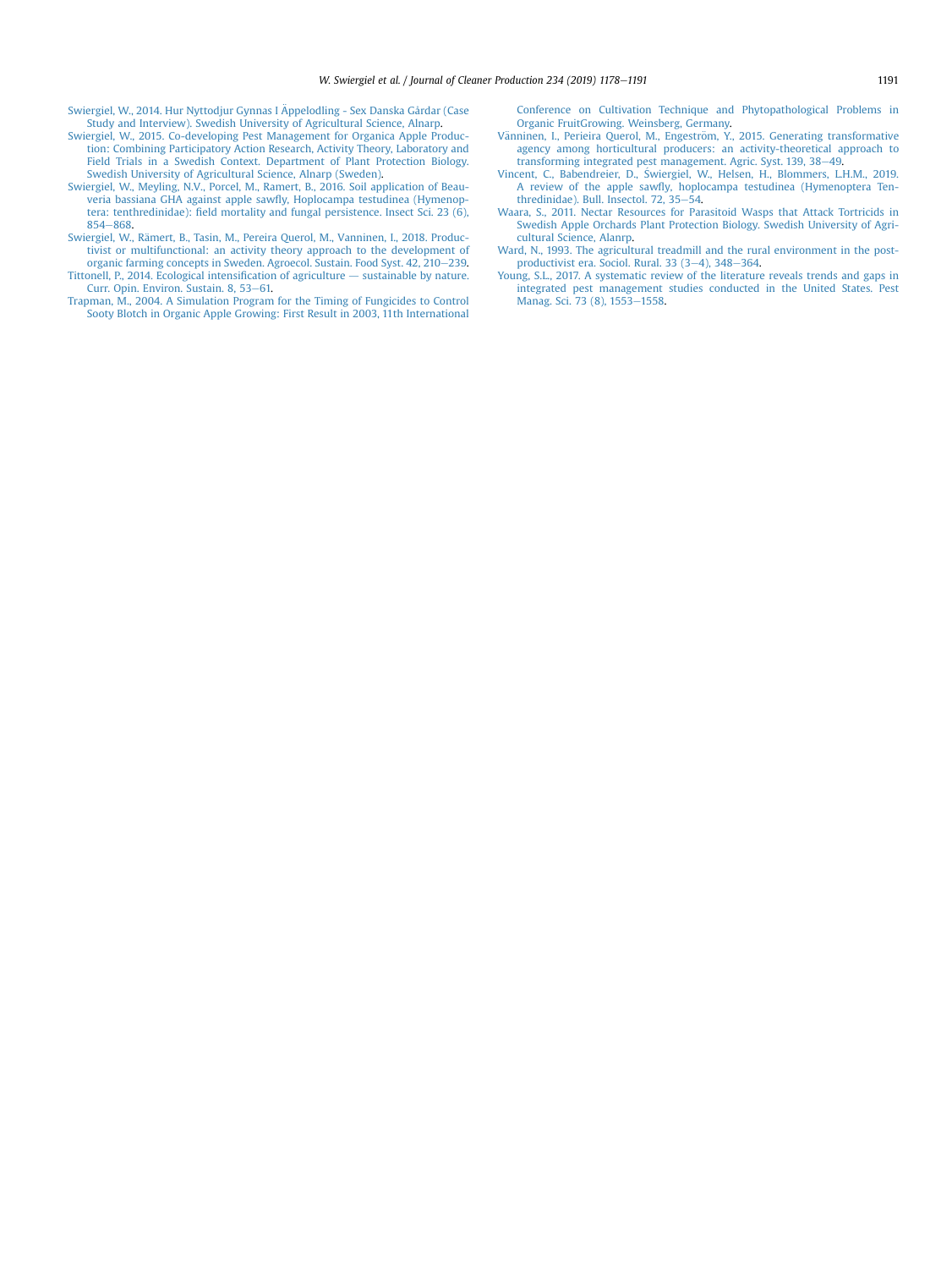Swiergiel, W., 2014. Hur Nyttodjur Gynnas I Äppelodling - Sex Danska Gårdar (Case Study and Interview). Swedish University of Agricultural Science, Alnarp.

Swiergiel, W., 2015. Co-developing Pest Management for Organica Apple Production: Combining Participatory Action Research, Activity Theory, Laboratory and Field Trials in a Swedish Context. Department of Plant Protection Biology. Swedish University of Agricultural Science, Alnarp (Sweden).

Swiergiel, W., Meyling, N.V., Porcel, M., Ramert, B., 2016. Soil application of Beauveria bassiana GHA against apple sawfly, Hoplocampa testudinea (Hymenoptera: tenthredinidae): field mortality and fungal persistence. Insect Sci. 23 (6), 854–868.

Swiergiel, W., Rämert, B., Tasin, M., Pereira Querol, M., Vanninen, I., 2018. Productivist or multifunctional: an activity theory approach to the development of organic farming concepts in Sweden. Agroecol. Sustain. Food Syst. 42, 210–239.

Tittonell, P., 2014. Ecological intensification of agriculture — sustainable by nature. Curr. Opin. Environ. Sustain. 8, 53–61.

Trapman, M., 2004. A Simulation Program for the Timing of Fungicides to Control Sooty Blotch in Organic Apple Growing: First Result in 2003, 11th International Conference on Cultivation Technique and Phytopathological Problems in Organic FruitGrowing. Weinsberg, Germany.

Vänninen, I., Perieira Querol, M., Engeström, Y., 2015. Generating transformative agency among horticultural producers: an activity-theoretical approach to transforming integrated pest management. Agric. Syst. 139, 38–49.

Vincent, C., Babendreier, D., Świergiel, W., Helsen, H., Blommers, L.H.M., 2019. A review of the apple sawfly, hoplocampa testudinea (Hymenoptera Tenthredinidae). Bull. Insectol. 72, 35–54.

Waara, S., 2011. Nectar Resources for Parasitoid Wasps that Attack Tortricids in Swedish Apple Orchards Plant Protection Biology. Swedish University of Agricultural Science, Alanrp.

Ward, N., 1993. The agricultural treadmill and the rural environment in the post-productivist era. Sociol. Rural. 33 (3–4), 348–364.

Young, S.L., 2017. A systematic review of the literature reveals trends and gaps in integrated pest management studies conducted in the United States. Pest Manag. Sci. 73 (8), 1553–1558.